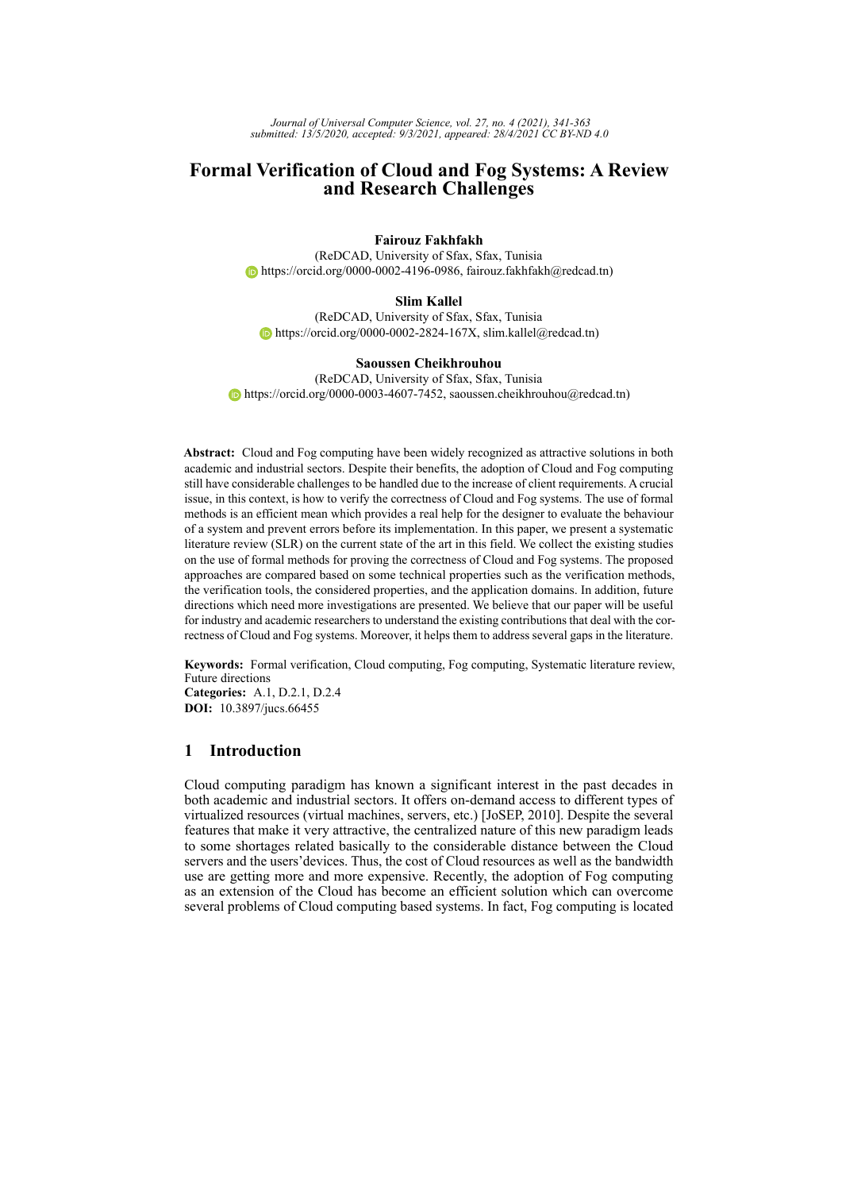# Formal Verification of Cloud and Fog Systems: A Review and Research Challenges

**Fairouz Fakhfakh**
(ReDCAD, University of Sfax, Sfax, Tunisia
https://orcid.org/0000-0002-4196-0986, fairouz.fakhfakh@redcad.tn)

**Slim Kallel**
(ReDCAD, University of Sfax, Sfax, Tunisia
https://orcid.org/0000-0002-2824-167X, slim.kallel@redcad.tn)

**Saoussen Cheikhrouhou**
(ReDCAD, University of Sfax, Sfax, Tunisia
https://orcid.org/0000-0003-4607-7452, saoussen.cheikhrouhou@redcad.tn)

**Abstract:** Cloud and Fog computing have been widely recognized as attractive solutions in both academic and industrial sectors. Despite their benefits, the adoption of Cloud and Fog computing still have considerable challenges to be handled due to the increase of client requirements. A crucial issue, in this context, is how to verify the correctness of Cloud and Fog systems. The use of formal methods is an efficient mean which provides a real help for the designer to evaluate the behaviour of a system and prevent errors before its implementation. In this paper, we present a systematic literature review (SLR) on the current state of the art in this field. We collect the existing studies on the use of formal methods for proving the correctness of Cloud and Fog systems. The proposed approaches are compared based on some technical properties such as the verification methods, the verification tools, the considered properties, and the application domains. In addition, future directions which need more investigations are presented. We believe that our paper will be useful for industry and academic researchers to understand the existing contributions that deal with the correctness of Cloud and Fog systems. Moreover, it helps them to address several gaps in the literature.

**Keywords:** Formal verification, Cloud computing, Fog computing, Systematic literature review, Future directions
**Categories:** A.1, D.2.1, D.2.4
**DOI:** 10.3897/jucs.66455

## 1 Introduction

Cloud computing paradigm has known a significant interest in the past decades in both academic and industrial sectors. It offers on-demand access to different types of virtualized resources (virtual machines, servers, etc.) [JoSEP, 2010]. Despite the several features that make it very attractive, the centralized nature of this new paradigm leads to some shortages related basically to the considerable distance between the Cloud servers and the users'devices. Thus, the cost of Cloud resources as well as the bandwidth use are getting more and more expensive. Recently, the adoption of Fog computing as an extension of the Cloud has become an efficient solution which can overcome several problems of Cloud computing based systems. In fact, Fog computing is located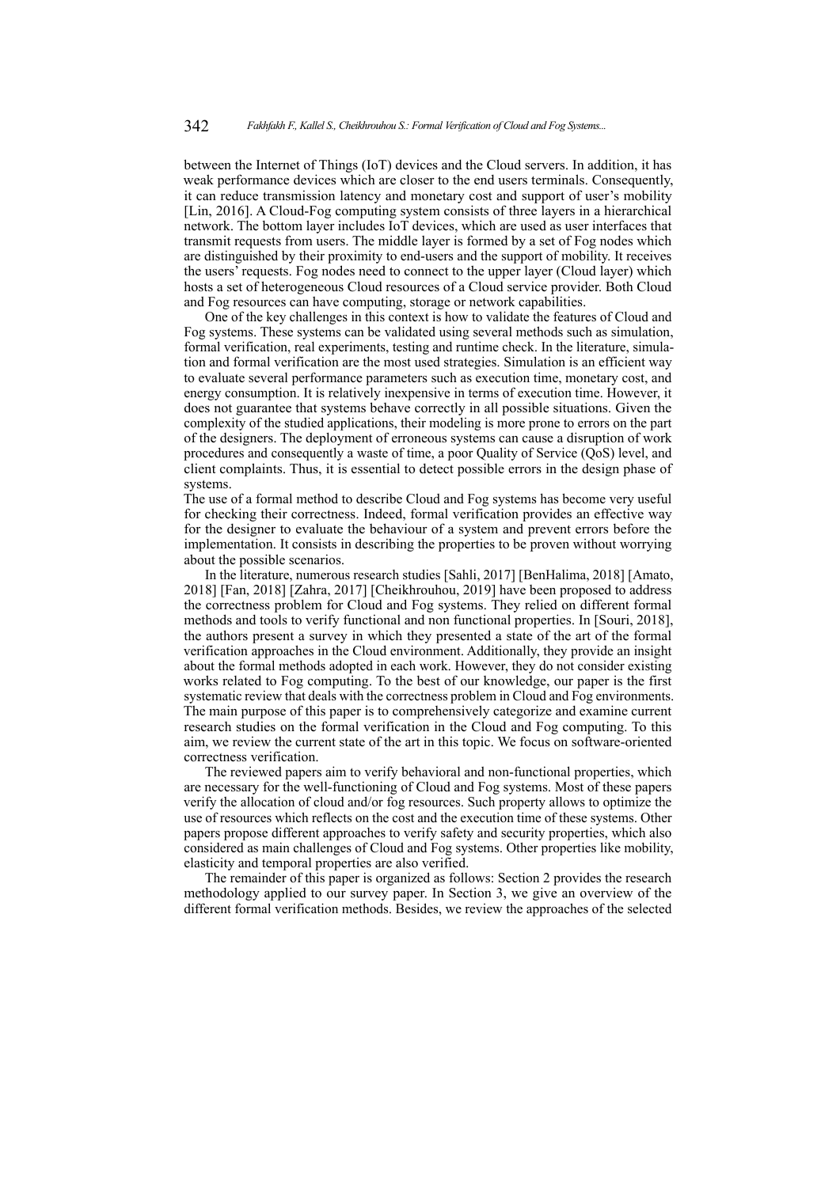between the Internet of Things (IoT) devices and the Cloud servers. In addition, it has weak performance devices which are closer to the end users terminals. Consequently, it can reduce transmission latency and monetary cost and support of user's mobility [Lin, 2016]. A Cloud-Fog computing system consists of three layers in a hierarchical network. The bottom layer includes IoT devices, which are used as user interfaces that transmit requests from users. The middle layer is formed by a set of Fog nodes which are distinguished by their proximity to end-users and the support of mobility. It receives the users' requests. Fog nodes need to connect to the upper layer (Cloud layer) which hosts a set of heterogeneous Cloud resources of a Cloud service provider. Both Cloud and Fog resources can have computing, storage or network capabilities.

One of the key challenges in this context is how to validate the features of Cloud and Fog systems. These systems can be validated using several methods such as simulation, formal verification, real experiments, testing and runtime check. In the literature, simulation and formal verification are the most used strategies. Simulation is an efficient way to evaluate several performance parameters such as execution time, monetary cost, and energy consumption. It is relatively inexpensive in terms of execution time. However, it does not guarantee that systems behave correctly in all possible situations. Given the complexity of the studied applications, their modeling is more prone to errors on the part of the designers. The deployment of erroneous systems can cause a disruption of work procedures and consequently a waste of time, a poor Quality of Service (QoS) level, and client complaints. Thus, it is essential to detect possible errors in the design phase of systems.

The use of a formal method to describe Cloud and Fog systems has become very useful for checking their correctness. Indeed, formal verification provides an effective way for the designer to evaluate the behaviour of a system and prevent errors before the implementation. It consists in describing the properties to be proven without worrying about the possible scenarios.

In the literature, numerous research studies [Sahli, 2017] [BenHalima, 2018] [Amato, 2018] [Fan, 2018] [Zahra, 2017] [Cheikhrouhou, 2019] have been proposed to address the correctness problem for Cloud and Fog systems. They relied on different formal methods and tools to verify functional and non functional properties. In [Souri, 2018], the authors present a survey in which they presented a state of the art of the formal verification approaches in the Cloud environment. Additionally, they provide an insight about the formal methods adopted in each work. However, they do not consider existing works related to Fog computing. To the best of our knowledge, our paper is the first systematic review that deals with the correctness problem in Cloud and Fog environments. The main purpose of this paper is to comprehensively categorize and examine current research studies on the formal verification in the Cloud and Fog computing. To this aim, we review the current state of the art in this topic. We focus on software-oriented correctness verification.

The reviewed papers aim to verify behavioral and non-functional properties, which are necessary for the well-functioning of Cloud and Fog systems. Most of these papers verify the allocation of cloud and/or fog resources. Such property allows to optimize the use of resources which reflects on the cost and the execution time of these systems. Other papers propose different approaches to verify safety and security properties, which also considered as main challenges of Cloud and Fog systems. Other properties like mobility, elasticity and temporal properties are also verified.

The remainder of this paper is organized as follows: Section 2 provides the research methodology applied to our survey paper. In Section 3, we give an overview of the different formal verification methods. Besides, we review the approaches of the selected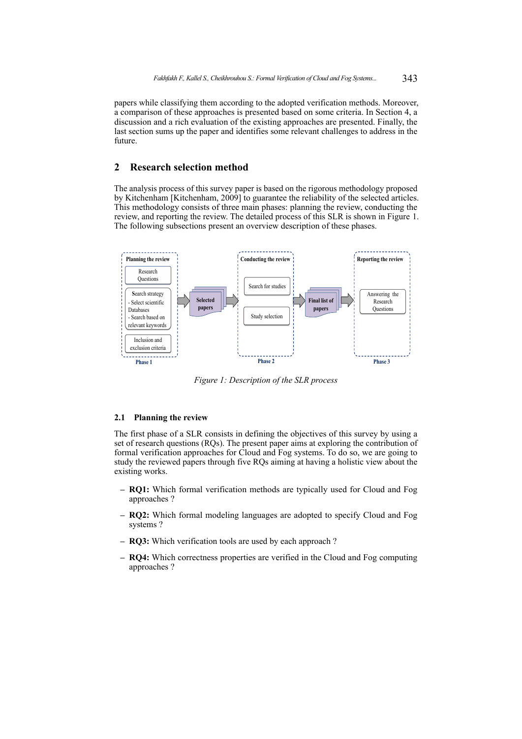papers while classifying them according to the adopted verification methods. Moreover, a comparison of these approaches is presented based on some criteria. In Section 4, a discussion and a rich evaluation of the existing approaches are presented. Finally, the last section sums up the paper and identifies some relevant challenges to address in the future.

## 2 Research selection method

The analysis process of this survey paper is based on the rigorous methodology proposed by Kitchenham [Kitchenham, 2009] to guarantee the reliability of the selected articles. This methodology consists of three main phases: planning the review, conducting the review, and reporting the review. The detailed process of this SLR is shown in Figure 1. The following subsections present an overview description of these phases.

Figure 1: Description of the SLR process

### 2.1 Planning the review

The first phase of a SLR consists in defining the objectives of this survey by using a set of research questions (RQs). The present paper aims at exploring the contribution of formal verification approaches for Cloud and Fog systems. To do so, we are going to study the reviewed papers through five RQs aiming at having a holistic view about the existing works.

- **RQ1:** Which formal verification methods are typically used for Cloud and Fog approaches ?
- **RQ2:** Which formal modeling languages are adopted to specify Cloud and Fog systems ?
- **RQ3:** Which verification tools are used by each approach ?
- **RQ4:** Which correctness properties are verified in the Cloud and Fog computing approaches ?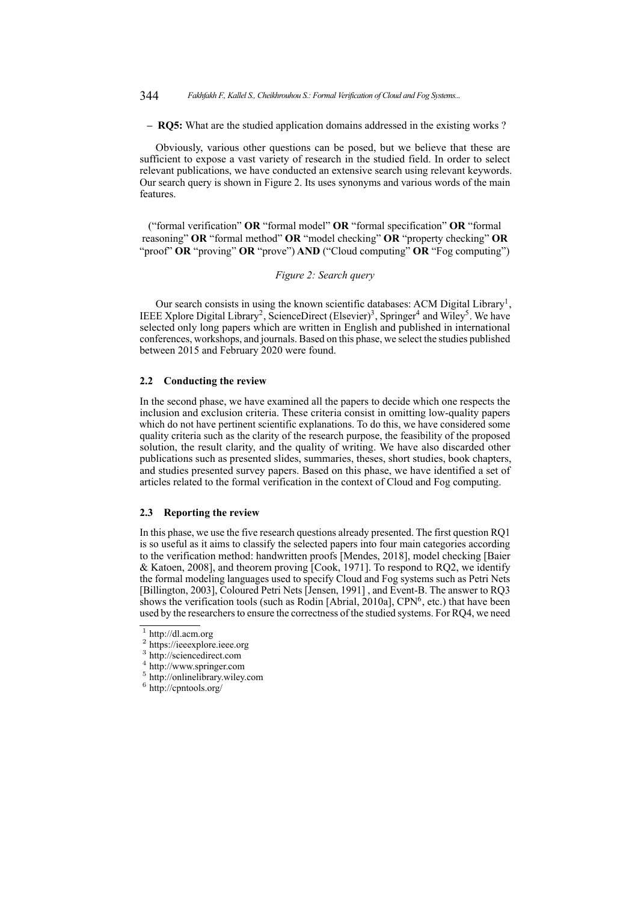– **RQ5:** What are the studied application domains addressed in the existing works ?

Obviously, various other questions can be posed, but we believe that these are sufficient to expose a vast variety of research in the studied field. In order to select relevant publications, we have conducted an extensive search using relevant keywords. Our search query is shown in Figure 2. Its uses synonyms and various words of the main features.

("formal verification" **OR** "formal model" **OR** "formal specification" **OR** "formal reasoning" **OR** "formal method" **OR** "model checking" **OR** "property checking" **OR** "proof" **OR** "proving" **OR** "prove") **AND** ("Cloud computing" **OR** "Fog computing")

*Figure 2: Search query*

Our search consists in using the known scientific databases: ACM Digital Library[1], IEEE Xplore Digital Library[2], ScienceDirect (Elsevier)[3], Springer[4] and Wiley[5]. We have selected only long papers which are written in English and published in international conferences, workshops, and journals. Based on this phase, we select the studies published between 2015 and February 2020 were found.

### 2.2 Conducting the review

In the second phase, we have examined all the papers to decide which one respects the inclusion and exclusion criteria. These criteria consist in omitting low-quality papers which do not have pertinent scientific explanations. To do this, we have considered some quality criteria such as the clarity of the research purpose, the feasibility of the proposed solution, the result clarity, and the quality of writing. We have also discarded other publications such as presented slides, summaries, theses, short studies, book chapters, and studies presented survey papers. Based on this phase, we have identified a set of articles related to the formal verification in the context of Cloud and Fog computing.

### 2.3 Reporting the review

In this phase, we use the five research questions already presented. The first question RQ1 is so useful as it aims to classify the selected papers into four main categories according to the verification method: handwritten proofs [Mendes, 2018], model checking [Baier & Katoen, 2008], and theorem proving [Cook, 1971]. To respond to RQ2, we identify the formal modeling languages used to specify Cloud and Fog systems such as Petri Nets [Billington, 2003], Coloured Petri Nets [Jensen, 1991] , and Event-B. The answer to RQ3 shows the verification tools (such as Rodin [Abrial, 2010a], CPN[6], etc.) that have been used by the researchers to ensure the correctness of the studied systems. For RQ4, we need

[1] http://dl.acm.org

[2] https://ieeexplore.ieee.org

[3] http://sciencedirect.com

[4] http://www.springer.com

[5] http://onlinelibrary.wiley.com

[6] http://cpntools.org/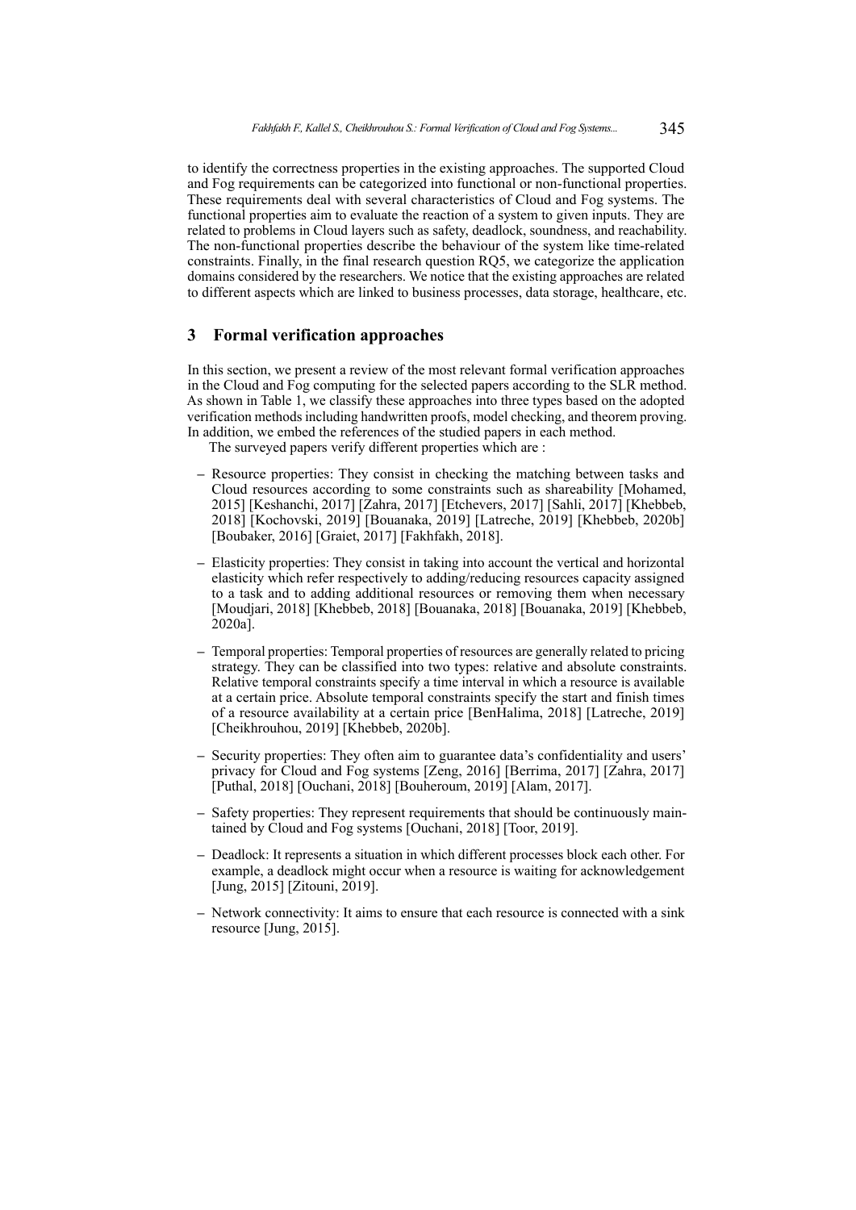to identify the correctness properties in the existing approaches. The supported Cloud and Fog requirements can be categorized into functional or non-functional properties. These requirements deal with several characteristics of Cloud and Fog systems. The functional properties aim to evaluate the reaction of a system to given inputs. They are related to problems in Cloud layers such as safety, deadlock, soundness, and reachability. The non-functional properties describe the behaviour of the system like time-related constraints. Finally, in the final research question RQ5, we categorize the application domains considered by the researchers. We notice that the existing approaches are related to different aspects which are linked to business processes, data storage, healthcare, etc.

## 3 Formal verification approaches

In this section, we present a review of the most relevant formal verification approaches in the Cloud and Fog computing for the selected papers according to the SLR method. As shown in Table 1, we classify these approaches into three types based on the adopted verification methods including handwritten proofs, model checking, and theorem proving. In addition, we embed the references of the studied papers in each method.

The surveyed papers verify different properties which are :

- Resource properties: They consist in checking the matching between tasks and Cloud resources according to some constraints such as shareability [Mohamed, 2015] [Keshanchi, 2017] [Zahra, 2017] [Etchevers, 2017] [Sahli, 2017] [Khebbeb, 2018] [Kochovski, 2019] [Bouanaka, 2019] [Latreche, 2019] [Khebbeb, 2020b] [Boubaker, 2016] [Graiet, 2017] [Fakhfakh, 2018].
- Elasticity properties: They consist in taking into account the vertical and horizontal elasticity which refer respectively to adding/reducing resources capacity assigned to a task and to adding additional resources or removing them when necessary [Moudjari, 2018] [Khebbeb, 2018] [Bouanaka, 2018] [Bouanaka, 2019] [Khebbeb, 2020a].
- Temporal properties: Temporal properties of resources are generally related to pricing strategy. They can be classified into two types: relative and absolute constraints. Relative temporal constraints specify a time interval in which a resource is available at a certain price. Absolute temporal constraints specify the start and finish times of a resource availability at a certain price [BenHalima, 2018] [Latreche, 2019] [Cheikhrouhou, 2019] [Khebbeb, 2020b].
- Security properties: They often aim to guarantee data's confidentiality and users' privacy for Cloud and Fog systems [Zeng, 2016] [Berrima, 2017] [Zahra, 2017] [Puthal, 2018] [Ouchani, 2018] [Bouheroum, 2019] [Alam, 2017].
- Safety properties: They represent requirements that should be continuously maintained by Cloud and Fog systems [Ouchani, 2018] [Toor, 2019].
- Deadlock: It represents a situation in which different processes block each other. For example, a deadlock might occur when a resource is waiting for acknowledgement [Jung, 2015] [Zitouni, 2019].
- Network connectivity: It aims to ensure that each resource is connected with a sink resource [Jung, 2015].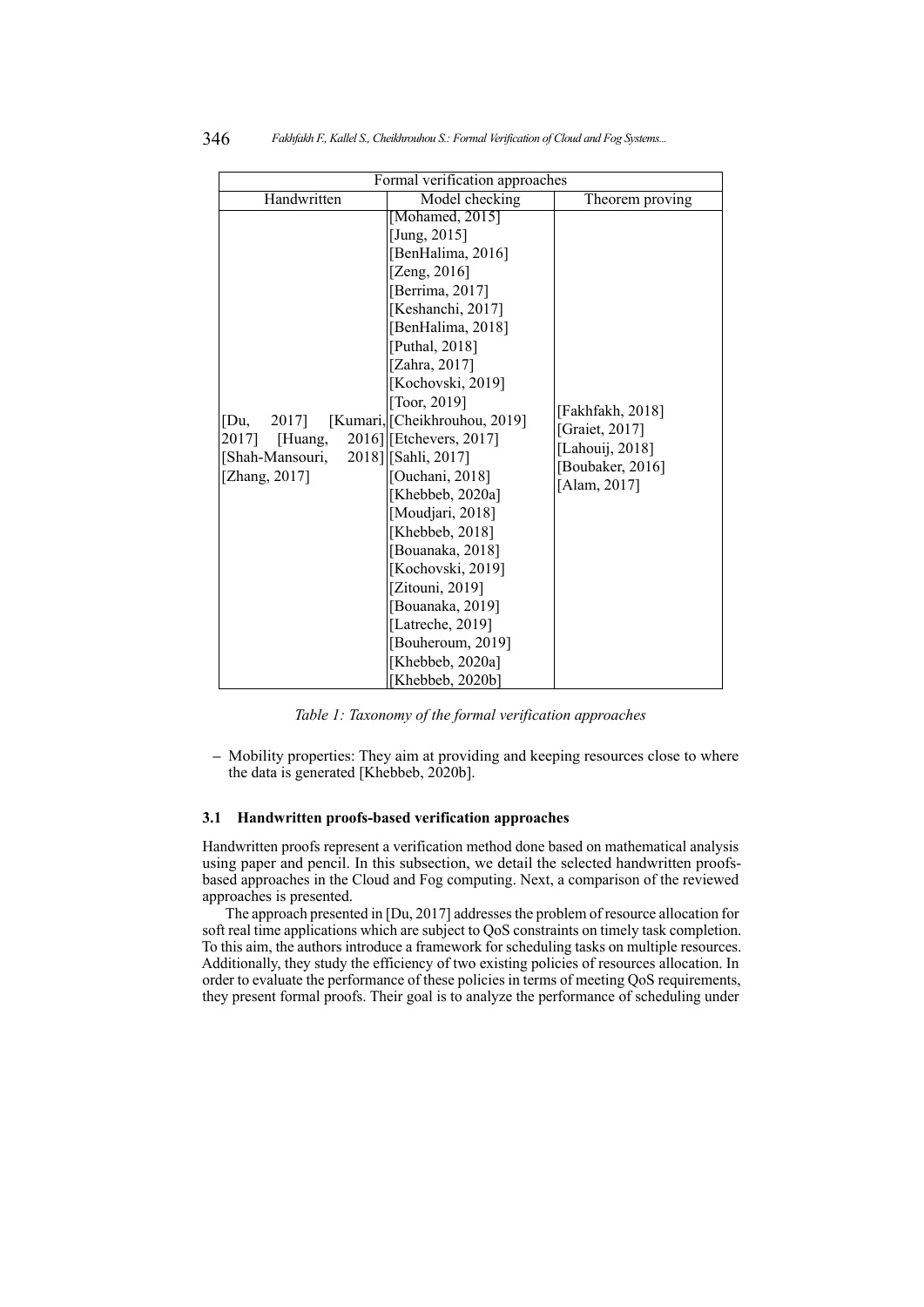| Formal verification approaches | | |
|---|---|---|
| Handwritten | Model checking | Theorem proving |
| [Du, 2017] [Kumari, 2017] [Huang, 2016] [Shah-Mansouri, 2018] [Zhang, 2017] | [Mohamed, 2015] [Jung, 2015] [BenHalima, 2016] [Zeng, 2016] [Berrima, 2017] [Keshanchi, 2017] [BenHalima, 2018] [Puthal, 2018] [Zahra, 2017] [Kochovski, 2019] [Toor, 2019] [Cheikhrouhou, 2019] [Etchevers, 2017] [Sahli, 2017] [Ouchani, 2018] [Khebbeb, 2020a] [Moudjari, 2018] [Khebbeb, 2018] [Bouanaka, 2018] [Kochovski, 2019] [Zitouni, 2019] [Bouanaka, 2019] [Latreche, 2019] [Bouheroum, 2019] [Khebbeb, 2020a] [Khebbeb, 2020b] | [Fakhfakh, 2018] [Graiet, 2017] [Lahouij, 2018] [Boubaker, 2016] [Alam, 2017] |

*Table 1: Taxonomy of the formal verification approaches*

– Mobility properties: They aim at providing and keeping resources close to where the data is generated [Khebbeb, 2020b].

### 3.1 Handwritten proofs-based verification approaches

Handwritten proofs represent a verification method done based on mathematical analysis using paper and pencil. In this subsection, we detail the selected handwritten proofs-based approaches in the Cloud and Fog computing. Next, a comparison of the reviewed approaches is presented.

The approach presented in [Du, 2017] addresses the problem of resource allocation for soft real time applications which are subject to QoS constraints on timely task completion. To this aim, the authors introduce a framework for scheduling tasks on multiple resources. Additionally, they study the efficiency of two existing policies of resources allocation. In order to evaluate the performance of these policies in terms of meeting QoS requirements, they present formal proofs. Their goal is to analyze the performance of scheduling under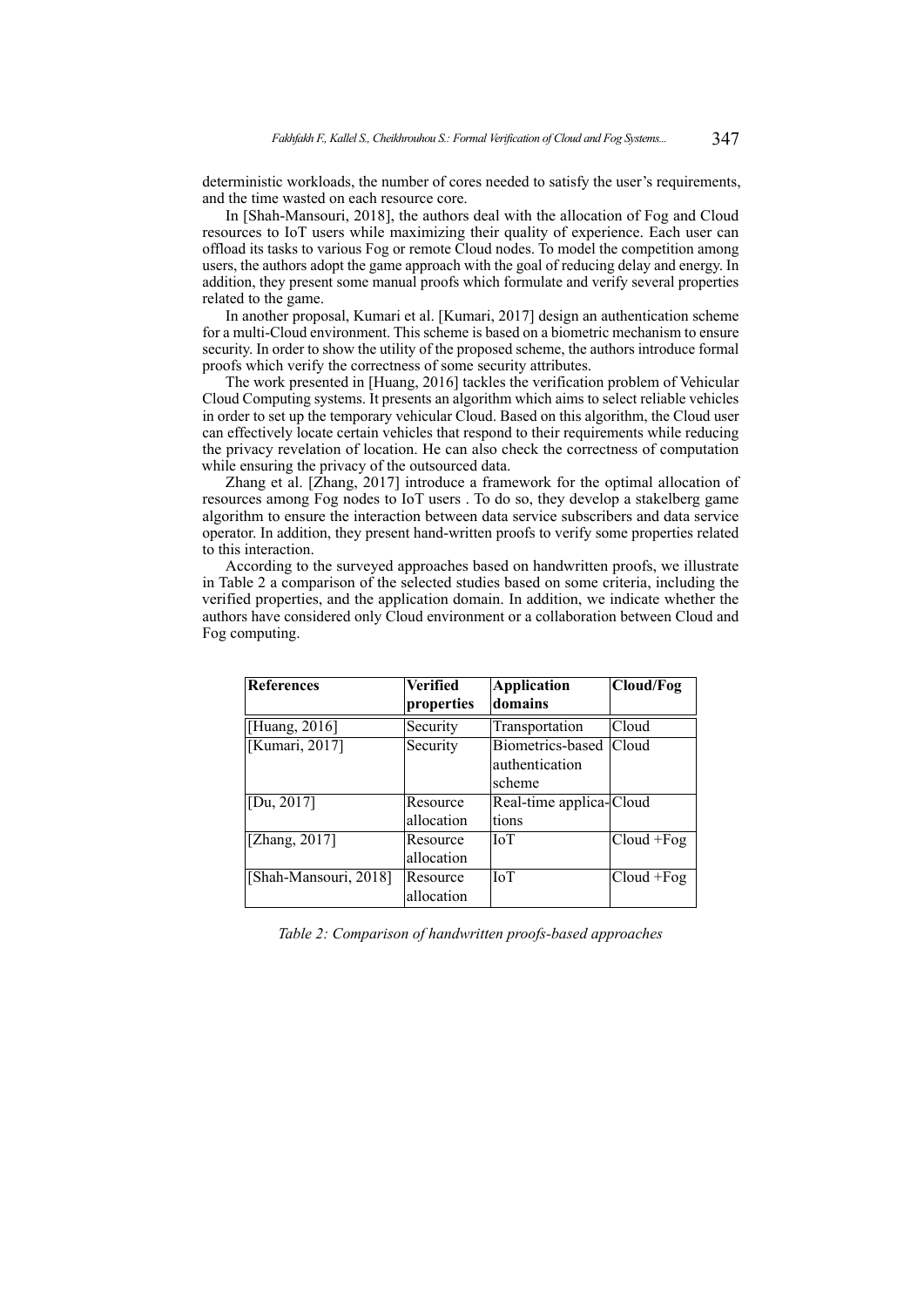deterministic workloads, the number of cores needed to satisfy the user's requirements, and the time wasted on each resource core.

In [Shah-Mansouri, 2018], the authors deal with the allocation of Fog and Cloud resources to IoT users while maximizing their quality of experience. Each user can offload its tasks to various Fog or remote Cloud nodes. To model the competition among users, the authors adopt the game approach with the goal of reducing delay and energy. In addition, they present some manual proofs which formulate and verify several properties related to the game.

In another proposal, Kumari et al. [Kumari, 2017] design an authentication scheme for a multi-Cloud environment. This scheme is based on a biometric mechanism to ensure security. In order to show the utility of the proposed scheme, the authors introduce formal proofs which verify the correctness of some security attributes.

The work presented in [Huang, 2016] tackles the verification problem of Vehicular Cloud Computing systems. It presents an algorithm which aims to select reliable vehicles in order to set up the temporary vehicular Cloud. Based on this algorithm, the Cloud user can effectively locate certain vehicles that respond to their requirements while reducing the privacy revelation of location. He can also check the correctness of computation while ensuring the privacy of the outsourced data.

Zhang et al. [Zhang, 2017] introduce a framework for the optimal allocation of resources among Fog nodes to IoT users . To do so, they develop a stakelberg game algorithm to ensure the interaction between data service subscribers and data service operator. In addition, they present hand-written proofs to verify some properties related to this interaction.

According to the surveyed approaches based on handwritten proofs, we illustrate in Table 2 a comparison of the selected studies based on some criteria, including the verified properties, and the application domain. In addition, we indicate whether the authors have considered only Cloud environment or a collaboration between Cloud and Fog computing.

| References | Verified properties | Application domains | Cloud/Fog |
|---|---|---|---|
| [Huang, 2016] | Security | Transportation | Cloud |
| [Kumari, 2017] | Security | Biometrics-based authentication scheme | Cloud |
| [Du, 2017] | Resource allocation | Real-time applications | Cloud |
| [Zhang, 2017] | Resource allocation | IoT | Cloud +Fog |
| [Shah-Mansouri, 2018] | Resource allocation | IoT | Cloud +Fog |

*Table 2: Comparison of handwritten proofs-based approaches*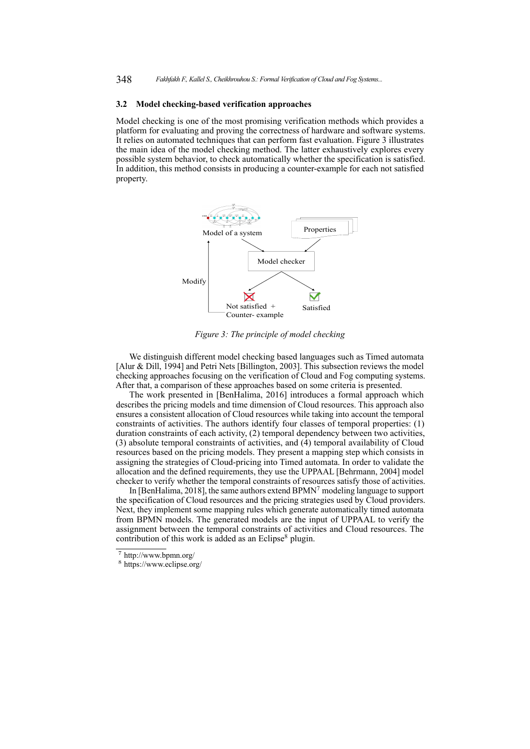### 3.2 Model checking-based verification approaches

Model checking is one of the most promising verification methods which provides a platform for evaluating and proving the correctness of hardware and software systems. It relies on automated techniques that can perform fast evaluation. Figure 3 illustrates the main idea of the model checking method. The latter exhaustively explores every possible system behavior, to check automatically whether the specification is satisfied. In addition, this method consists in producing a counter-example for each not satisfied property.

*Figure 3: The principle of model checking*

We distinguish different model checking based languages such as Timed automata [Alur & Dill, 1994] and Petri Nets [Billington, 2003]. This subsection reviews the model checking approaches focusing on the verification of Cloud and Fog computing systems. After that, a comparison of these approaches based on some criteria is presented.

The work presented in [BenHalima, 2016] introduces a formal approach which describes the pricing models and time dimension of Cloud resources. This approach also ensures a consistent allocation of Cloud resources while taking into account the temporal constraints of activities. The authors identify four classes of temporal properties: (1) duration constraints of each activity, (2) temporal dependency between two activities, (3) absolute temporal constraints of activities, and (4) temporal availability of Cloud resources based on the pricing models. They present a mapping step which consists in assigning the strategies of Cloud-pricing into Timed automata. In order to validate the allocation and the defined requirements, they use the UPPAAL [Behrmann, 2004] model checker to verify whether the temporal constraints of resources satisfy those of activities.

In [BenHalima, 2018], the same authors extend BPMN[7] modeling language to support the specification of Cloud resources and the pricing strategies used by Cloud providers. Next, they implement some mapping rules which generate automatically timed automata from BPMN models. The generated models are the input of UPPAAL to verify the assignment between the temporal constraints of activities and Cloud resources. The contribution of this work is added as an Eclipse[8] plugin.

[7] http://www.bpmn.org/

[8] https://www.eclipse.org/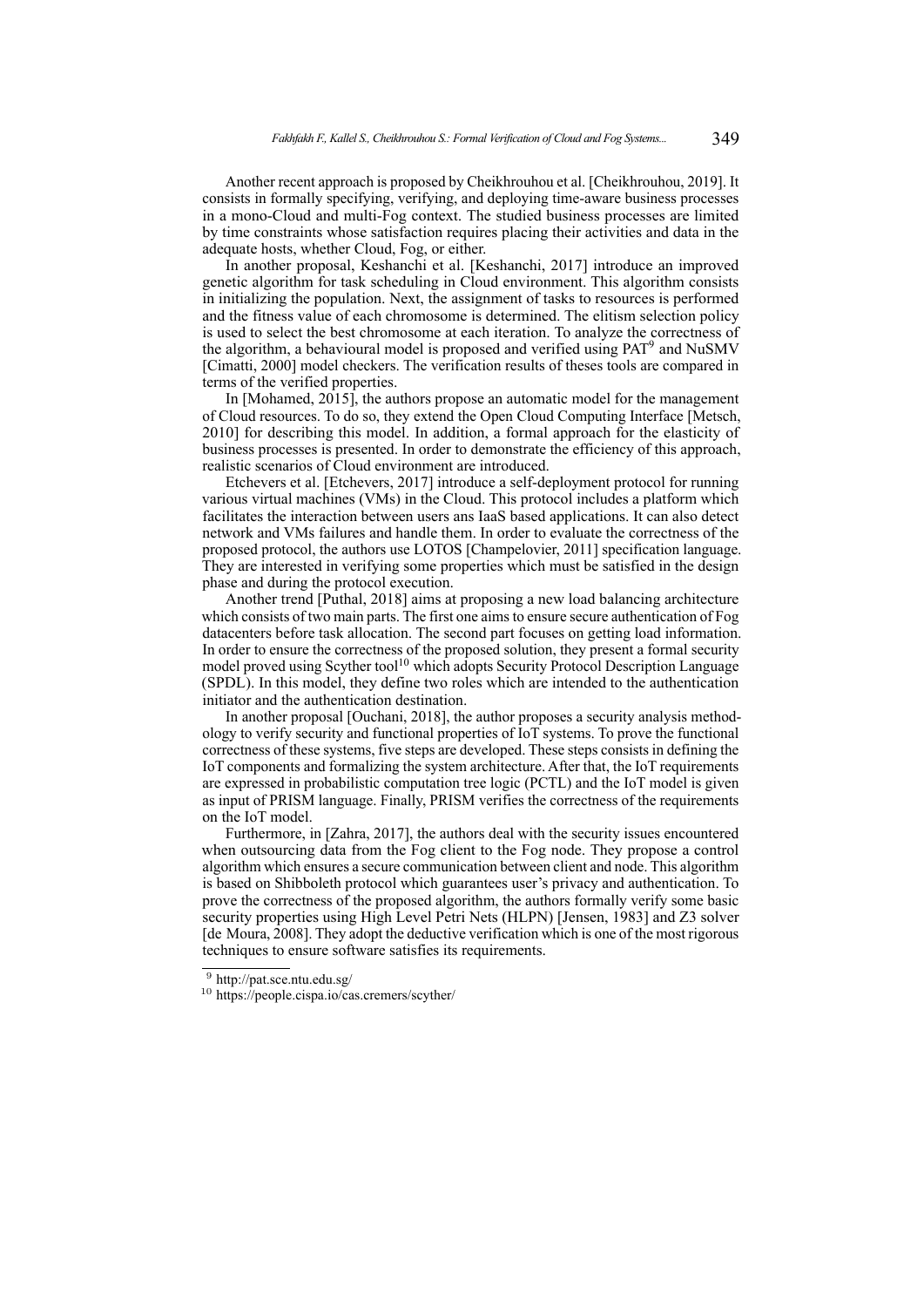Another recent approach is proposed by Cheikhrouhou et al. [Cheikhrouhou, 2019]. It consists in formally specifying, verifying, and deploying time-aware business processes in a mono-Cloud and multi-Fog context. The studied business processes are limited by time constraints whose satisfaction requires placing their activities and data in the adequate hosts, whether Cloud, Fog, or either.

In another proposal, Keshanchi et al. [Keshanchi, 2017] introduce an improved genetic algorithm for task scheduling in Cloud environment. This algorithm consists in initializing the population. Next, the assignment of tasks to resources is performed and the fitness value of each chromosome is determined. The elitism selection policy is used to select the best chromosome at each iteration. To analyze the correctness of the algorithm, a behavioural model is proposed and verified using PAT[9] and NuSMV [Cimatti, 2000] model checkers. The verification results of theses tools are compared in terms of the verified properties.

In [Mohamed, 2015], the authors propose an automatic model for the management of Cloud resources. To do so, they extend the Open Cloud Computing Interface [Metsch, 2010] for describing this model. In addition, a formal approach for the elasticity of business processes is presented. In order to demonstrate the efficiency of this approach, realistic scenarios of Cloud environment are introduced.

Etchevers et al. [Etchevers, 2017] introduce a self-deployment protocol for running various virtual machines (VMs) in the Cloud. This protocol includes a platform which facilitates the interaction between users ans IaaS based applications. It can also detect network and VMs failures and handle them. In order to evaluate the correctness of the proposed protocol, the authors use LOTOS [Champelovier, 2011] specification language. They are interested in verifying some properties which must be satisfied in the design phase and during the protocol execution.

Another trend [Puthal, 2018] aims at proposing a new load balancing architecture which consists of two main parts. The first one aims to ensure secure authentication of Fog datacenters before task allocation. The second part focuses on getting load information. In order to ensure the correctness of the proposed solution, they present a formal security model proved using Scyther tool[10] which adopts Security Protocol Description Language (SPDL). In this model, they define two roles which are intended to the authentication initiator and the authentication destination.

In another proposal [Ouchani, 2018], the author proposes a security analysis methodology to verify security and functional properties of IoT systems. To prove the functional correctness of these systems, five steps are developed. These steps consists in defining the IoT components and formalizing the system architecture. After that, the IoT requirements are expressed in probabilistic computation tree logic (PCTL) and the IoT model is given as input of PRISM language. Finally, PRISM verifies the correctness of the requirements on the IoT model.

Furthermore, in [Zahra, 2017], the authors deal with the security issues encountered when outsourcing data from the Fog client to the Fog node. They propose a control algorithm which ensures a secure communication between client and node. This algorithm is based on Shibboleth protocol which guarantees user's privacy and authentication. To prove the correctness of the proposed algorithm, the authors formally verify some basic security properties using High Level Petri Nets (HLPN) [Jensen, 1983] and Z3 solver [de Moura, 2008]. They adopt the deductive verification which is one of the most rigorous techniques to ensure software satisfies its requirements.

---

[9] http://pat.sce.ntu.edu.sg/

[10] https://people.cispa.io/cas.cremers/scyther/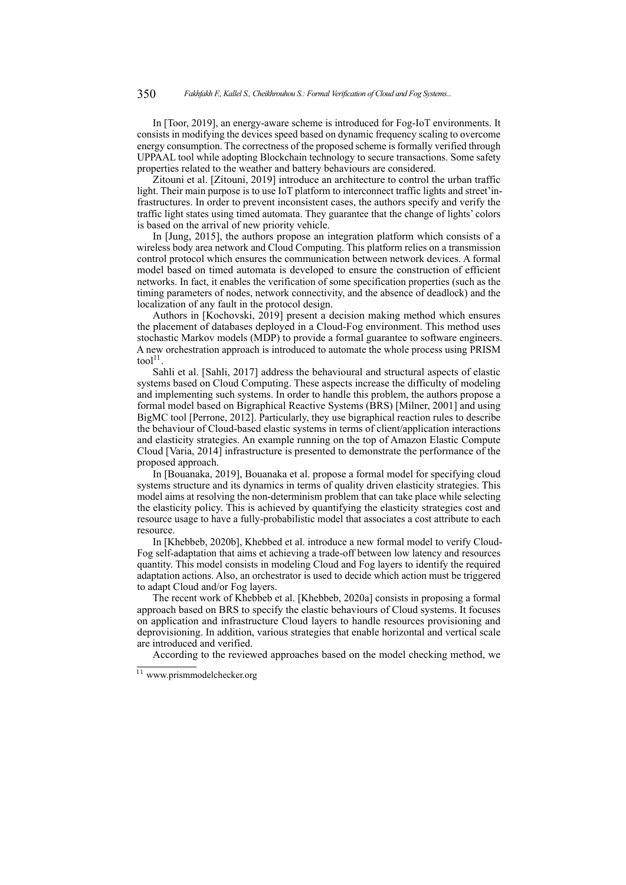In [Toor, 2019], an energy-aware scheme is introduced for Fog-IoT environments. It consists in modifying the devices speed based on dynamic frequency scaling to overcome energy consumption. The correctness of the proposed scheme is formally verified through UPPAAL tool while adopting Blockchain technology to secure transactions. Some safety properties related to the weather and battery behaviours are considered.

Zitouni et al. [Zitouni, 2019] introduce an architecture to control the urban traffic light. Their main purpose is to use IoT platform to interconnect traffic lights and street'infrastructures. In order to prevent inconsistent cases, the authors specify and verify the traffic light states using timed automata. They guarantee that the change of lights' colors is based on the arrival of new priority vehicle.

In [Jung, 2015], the authors propose an integration platform which consists of a wireless body area network and Cloud Computing. This platform relies on a transmission control protocol which ensures the communication between network devices. A formal model based on timed automata is developed to ensure the construction of efficient networks. In fact, it enables the verification of some specification properties (such as the timing parameters of nodes, network connectivity, and the absence of deadlock) and the localization of any fault in the protocol design.

Authors in [Kochovski, 2019] present a decision making method which ensures the placement of databases deployed in a Cloud-Fog environment. This method uses stochastic Markov models (MDP) to provide a formal guarantee to software engineers. A new orchestration approach is introduced to automate the whole process using PRISM tool[11].

Sahli et al. [Sahli, 2017] address the behavioural and structural aspects of elastic systems based on Cloud Computing. These aspects increase the difficulty of modeling and implementing such systems. In order to handle this problem, the authors propose a formal model based on Bigraphical Reactive Systems (BRS) [Milner, 2001] and using BigMC tool [Perrone, 2012]. Particularly, they use bigraphical reaction rules to describe the behaviour of Cloud-based elastic systems in terms of client/application interactions and elasticity strategies. An example running on the top of Amazon Elastic Compute Cloud [Varia, 2014] infrastructure is presented to demonstrate the performance of the proposed approach.

In [Bouanaka, 2019], Bouanaka et al. propose a formal model for specifying cloud systems structure and its dynamics in terms of quality driven elasticity strategies. This model aims at resolving the non-determinism problem that can take place while selecting the elasticity policy. This is achieved by quantifying the elasticity strategies cost and resource usage to have a fully-probabilistic model that associates a cost attribute to each resource.

In [Khebbeb, 2020b], Khebbed et al. introduce a new formal model to verify Cloud-Fog self-adaptation that aims et achieving a trade-off between low latency and resources quantity. This model consists in modeling Cloud and Fog layers to identify the required adaptation actions. Also, an orchestrator is used to decide which action must be triggered to adapt Cloud and/or Fog layers.

The recent work of Khebbeb et al. [Khebbeb, 2020a] consists in proposing a formal approach based on BRS to specify the elastic behaviours of Cloud systems. It focuses on application and infrastructure Cloud layers to handle resources provisioning and deprovisioning. In addition, various strategies that enable horizontal and vertical scale are introduced and verified.

According to the reviewed approaches based on the model checking method, we

[11] www.prismmodelchecker.org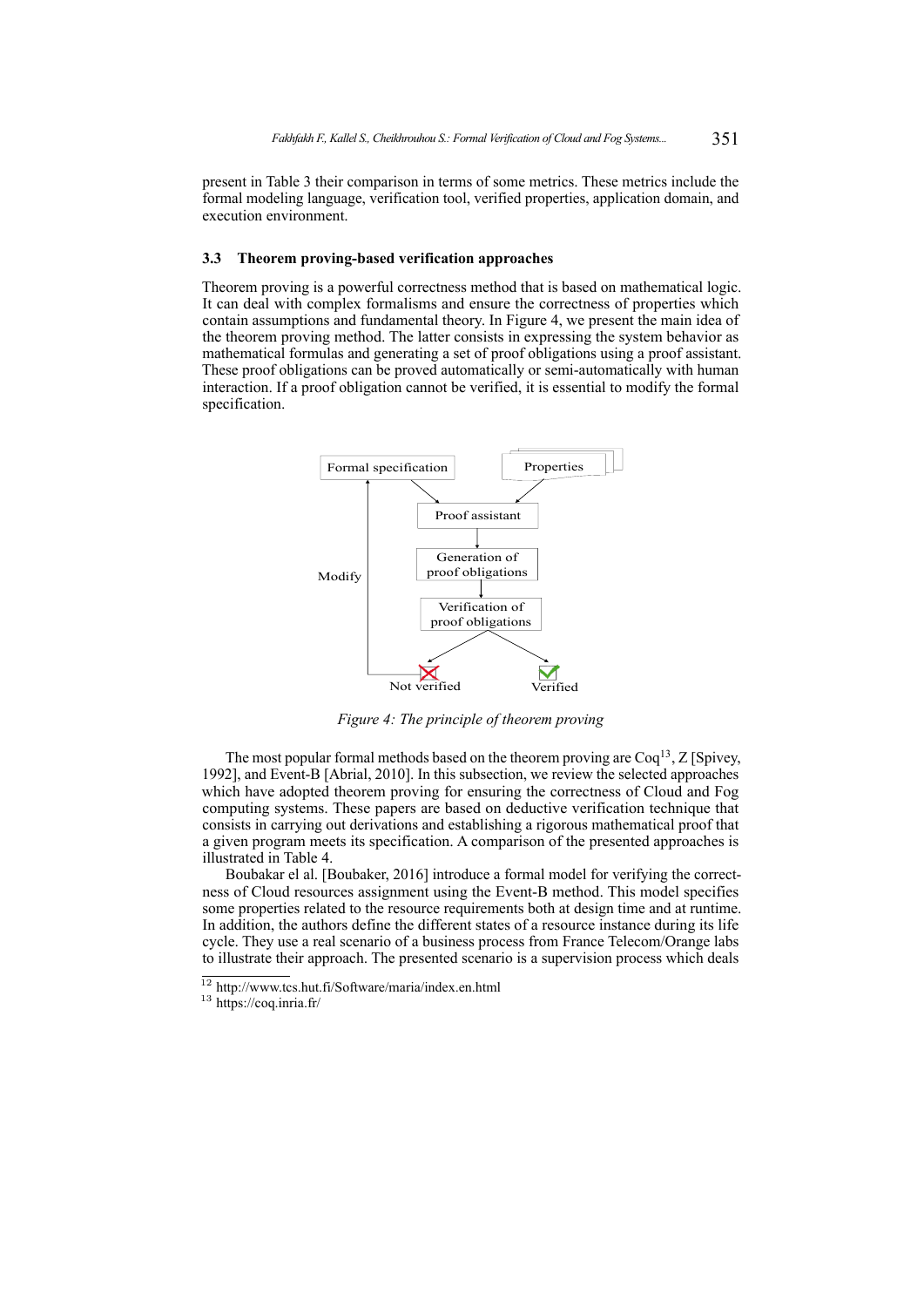present in Table 3 their comparison in terms of some metrics. These metrics include the formal modeling language, verification tool, verified properties, application domain, and execution environment.

### 3.3 Theorem proving-based verification approaches

Theorem proving is a powerful correctness method that is based on mathematical logic. It can deal with complex formalisms and ensure the correctness of properties which contain assumptions and fundamental theory. In Figure 4, we present the main idea of the theorem proving method. The latter consists in expressing the system behavior as mathematical formulas and generating a set of proof obligations using a proof assistant. These proof obligations can be proved automatically or semi-automatically with human interaction. If a proof obligation cannot be verified, it is essential to modify the formal specification.

*Figure 4: The principle of theorem proving*

The most popular formal methods based on the theorem proving are Coq[13], Z [Spivey, 1992], and Event-B [Abrial, 2010]. In this subsection, we review the selected approaches which have adopted theorem proving for ensuring the correctness of Cloud and Fog computing systems. These papers are based on deductive verification technique that consists in carrying out derivations and establishing a rigorous mathematical proof that a given program meets its specification. A comparison of the presented approaches is illustrated in Table 4.

Boubakar el al. [Boubaker, 2016] introduce a formal model for verifying the correctness of Cloud resources assignment using the Event-B method. This model specifies some properties related to the resource requirements both at design time and at runtime. In addition, the authors define the different states of a resource instance during its life cycle. They use a real scenario of a business process from France Telecom/Orange labs to illustrate their approach. The presented scenario is a supervision process which deals

[12] http://www.tcs.hut.fi/Software/maria/index.en.html
[13] https://coq.inria.fr/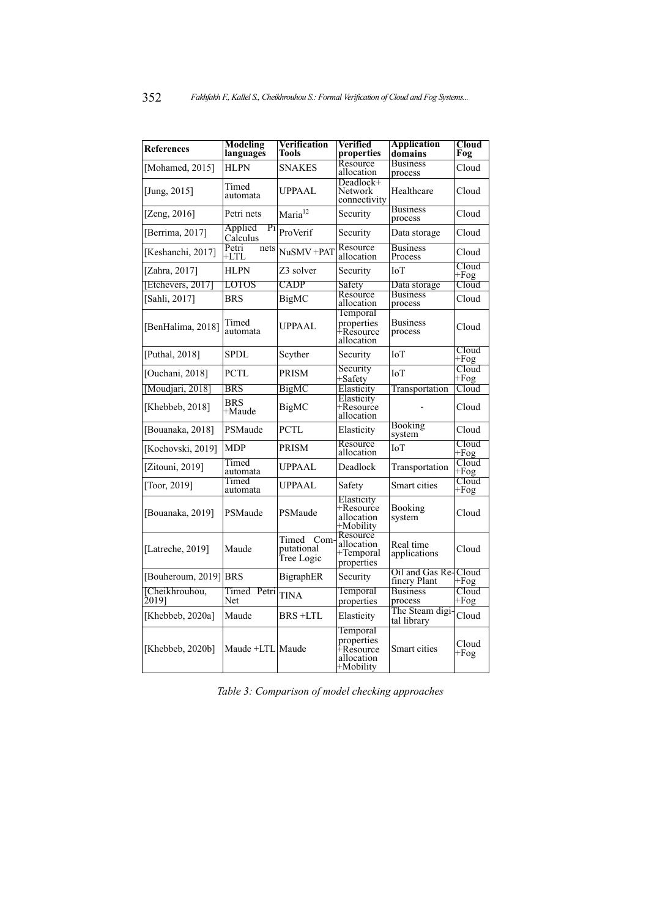| References | Modeling languages | Verification Tools | Verified properties | Application domains | Cloud Fog |
|---|---|---|---|---|---|
| [Mohamed, 2015] | HLPN | SNAKES | Resource allocation | Business process | Cloud |
| [Jung, 2015] | Timed automata | UPPAAL | Deadlock+ Network connectivity | Healthcare | Cloud |
| [Zeng, 2016] | Petri nets | Maria[12] | Security | Business process | Cloud |
| [Berrima, 2017] | Applied Pi Calculus | ProVerif | Security | Data storage | Cloud |
| [Keshanchi, 2017] | Petri nets +LTL | NuSMV +PAT | Resource allocation | Business Process | Cloud |
| [Zahra, 2017] | HLPN | Z3 solver | Security | IoT | Cloud +Fog |
| [Etchevers, 2017] | LOTOS | CADP | Safety | Data storage | Cloud |
| [Sahli, 2017] | BRS | BigMC | Resource allocation | Business process | Cloud |
| [BenHalima, 2018] | Timed automata | UPPAAL | Temporal properties +Resource allocation | Business process | Cloud |
| [Puthal, 2018] | SPDL | Scyther | Security | IoT | Cloud +Fog |
| [Ouchani, 2018] | PCTL | PRISM | Security +Safety | IoT | Cloud +Fog |
| [Moudjari, 2018] | BRS | BigMC | Elasticity | Transportation | Cloud |
| [Khebbeb, 2018] | BRS +Maude | BigMC | Elasticity +Resource allocation | - | Cloud |
| [Bouanaka, 2018] | PSMaude | PCTL | Elasticity | Booking system | Cloud |
| [Kochovski, 2019] | MDP | PRISM | Resource allocation | IoT | Cloud +Fog |
| [Zitouni, 2019] | Timed automata | UPPAAL | Deadlock | Transportation | Cloud +Fog |
| [Toor, 2019] | Timed automata | UPPAAL | Safety | Smart cities | Cloud +Fog |
| [Bouanaka, 2019] | PSMaude | PSMaude | Elasticity +Resource allocation +Mobility | Booking system | Cloud |
| [Latreche, 2019] | Maude | Timed Computational Tree Logic | Resource allocation +Temporal properties | Real time applications | Cloud |
| [Bouheroum, 2019] | BRS | BigraphER | Security | Oil and Gas Refinery Plant | Cloud +Fog |
| [Cheikhrouhou, 2019] | Timed Petri Net | TINA | Temporal properties | Business process | Cloud +Fog |
| [Khebbeb, 2020a] | Maude | BRS +LTL | Elasticity | The Steam digital library | Cloud |
| [Khebbeb, 2020b] | Maude +LTL | Maude | Temporal properties +Resource allocation +Mobility | Smart cities | Cloud +Fog |

*Table 3: Comparison of model checking approaches*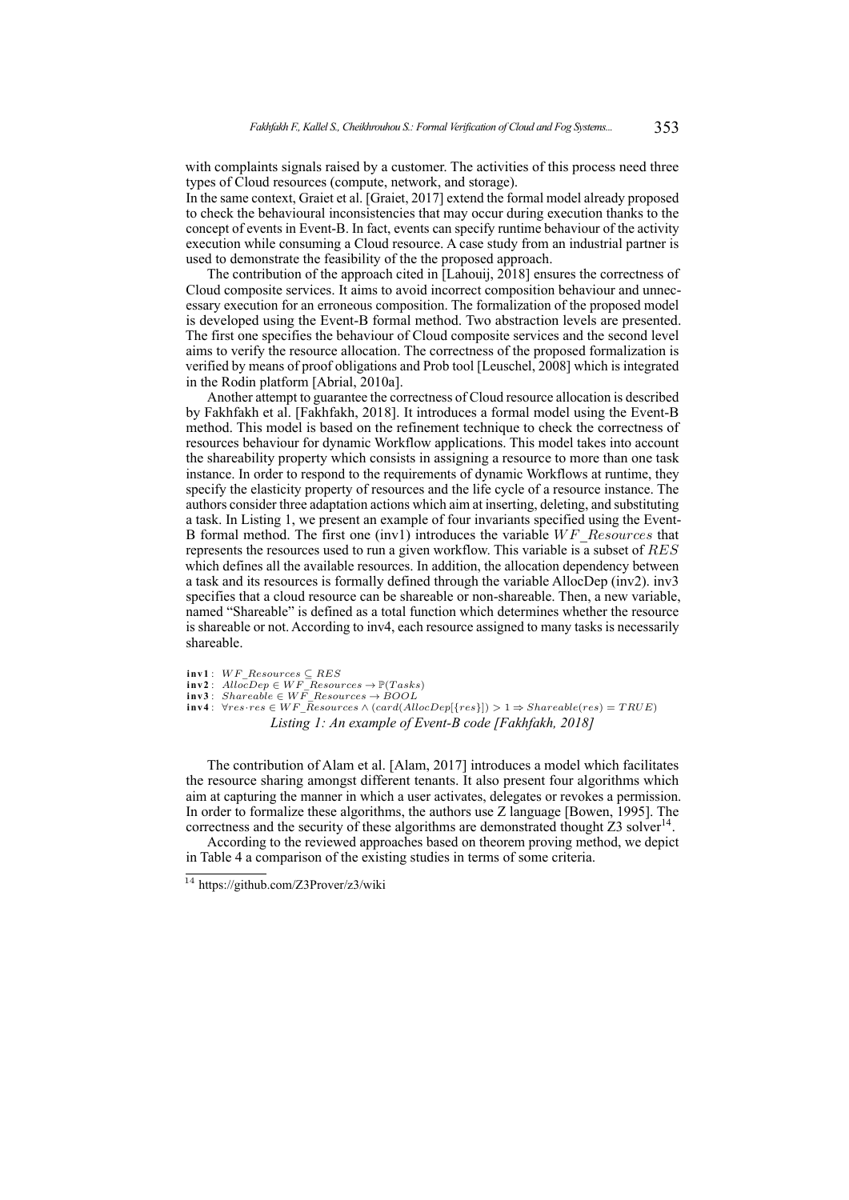with complaints signals raised by a customer. The activities of this process need three types of Cloud resources (compute, network, and storage).
In the same context, Graiet et al. [Graiet, 2017] extend the formal model already proposed to check the behavioural inconsistencies that may occur during execution thanks to the concept of events in Event-B. In fact, events can specify runtime behaviour of the activity execution while consuming a Cloud resource. A case study from an industrial partner is used to demonstrate the feasibility of the the proposed approach.

The contribution of the approach cited in [Lahouij, 2018] ensures the correctness of Cloud composite services. It aims to avoid incorrect composition behaviour and unnecessary execution for an erroneous composition. The formalization of the proposed model is developed using the Event-B formal method. Two abstraction levels are presented. The first one specifies the behaviour of Cloud composite services and the second level aims to verify the resource allocation. The correctness of the proposed formalization is verified by means of proof obligations and Prob tool [Leuschel, 2008] which is integrated in the Rodin platform [Abrial, 2010a].

Another attempt to guarantee the correctness of Cloud resource allocation is described by Fakhfakh et al. [Fakhfakh, 2018]. It introduces a formal model using the Event-B method. This model is based on the refinement technique to check the correctness of resources behaviour for dynamic Workflow applications. This model takes into account the shareability property which consists in assigning a resource to more than one task instance. In order to respond to the requirements of dynamic Workflows at runtime, they specify the elasticity property of resources and the life cycle of a resource instance. The authors consider three adaptation actions which aim at inserting, deleting, and substituting a task. In Listing 1, we present an example of four invariants specified using the Event-B formal method. The first one (inv1) introduces the variable $WF\_Resources$ that represents the resources used to run a given workflow. This variable is a subset of $RES$ which defines all the available resources. In addition, the allocation dependency between a task and its resources is formally defined through the variable AllocDep (inv2). inv3 specifies that a cloud resource can be shareable or non-shareable. Then, a new variable, named "Shareable" is defined as a total function which determines whether the resource is shareable or not. According to inv4, each resource assigned to many tasks is necessarily shareable.

**inv1** : $WF\_Resources \subseteq RES$
**inv2** : $AllocDep \in WF\_Resources \rightarrow \mathbb{P}(Tasks)$
**inv3** : $Shareable \in WF\_Resources \rightarrow BOOL$
**inv4** : $\forall res \cdot res \in WF\_Resources \wedge (card(AllocDep[\{res\}]) > 1 \Rightarrow Shareable(res) = TRUE)$

*Listing 1: An example of Event-B code [Fakhfakh, 2018]*

The contribution of Alam et al. [Alam, 2017] introduces a model which facilitates the resource sharing amongst different tenants. It also present four algorithms which aim at capturing the manner in which a user activates, delegates or revokes a permission. In order to formalize these algorithms, the authors use Z language [Bowen, 1995]. The correctness and the security of these algorithms are demonstrated thought Z3 solver[14].

According to the reviewed approaches based on theorem proving method, we depict in Table 4 a comparison of the existing studies in terms of some criteria.

[14] https://github.com/Z3Prover/z3/wiki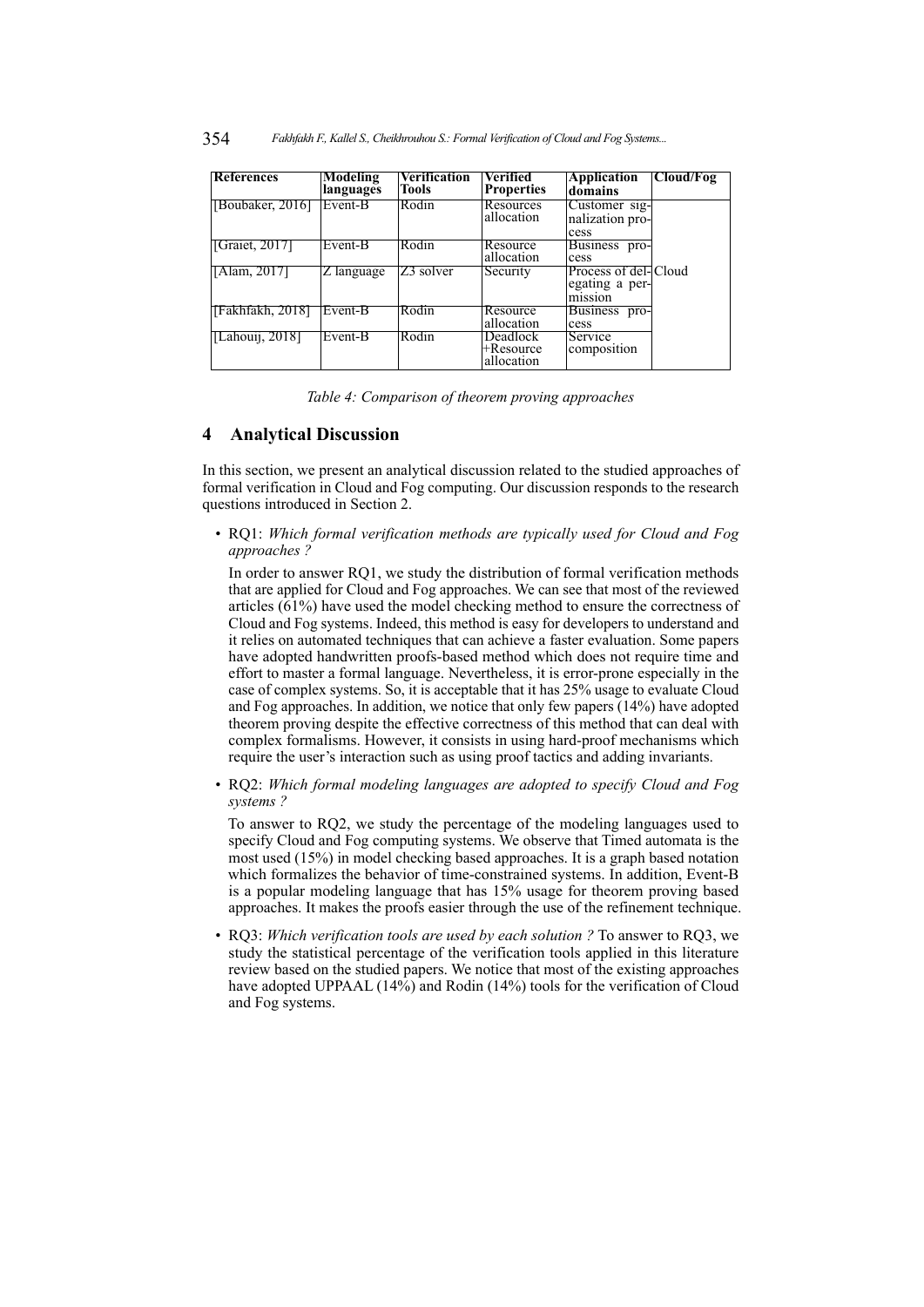| References | Modeling languages | Verification Tools | Verified Properties | Application domains | Cloud/Fog |
|---|---|---|---|---|---|
| [Boubaker, 2016] | Event-B | Rodin | Resources allocation | Customer signalization process | |
| [Graiet, 2017] | Event-B | Rodin | Resource allocation | Business process | |
| [Alam, 2017] | Z language | Z3 solver | Security | Process of delegating a permission | Cloud |
| [Fakhfakh, 2018] | Event-B | Rodin | Resource allocation | Business process | |
| [Lahouij, 2018] | Event-B | Rodin | Deadlock +Resource allocation | Service composition | |

*Table 4: Comparison of theorem proving approaches*

## 4 Analytical Discussion

In this section, we present an analytical discussion related to the studied approaches of formal verification in Cloud and Fog computing. Our discussion responds to the research questions introduced in Section 2.

- RQ1: *Which formal verification methods are typically used for Cloud and Fog approaches ?*

  In order to answer RQ1, we study the distribution of formal verification methods that are applied for Cloud and Fog approaches. We can see that most of the reviewed articles (61%) have used the model checking method to ensure the correctness of Cloud and Fog systems. Indeed, this method is easy for developers to understand and it relies on automated techniques that can achieve a faster evaluation. Some papers have adopted handwritten proofs-based method which does not require time and effort to master a formal language. Nevertheless, it is error-prone especially in the case of complex systems. So, it is acceptable that it has 25% usage to evaluate Cloud and Fog approaches. In addition, we notice that only few papers (14%) have adopted theorem proving despite the effective correctness of this method that can deal with complex formalisms. However, it consists in using hard-proof mechanisms which require the user's interaction such as using proof tactics and adding invariants.

- RQ2: *Which formal modeling languages are adopted to specify Cloud and Fog systems ?*

  To answer to RQ2, we study the percentage of the modeling languages used to specify Cloud and Fog computing systems. We observe that Timed automata is the most used (15%) in model checking based approaches. It is a graph based notation which formalizes the behavior of time-constrained systems. In addition, Event-B is a popular modeling language that has 15% usage for theorem proving based approaches. It makes the proofs easier through the use of the refinement technique.

- RQ3: *Which verification tools are used by each solution ?* To answer to RQ3, we study the statistical percentage of the verification tools applied in this literature review based on the studied papers. We notice that most of the existing approaches have adopted UPPAAL (14%) and Rodin (14%) tools for the verification of Cloud and Fog systems.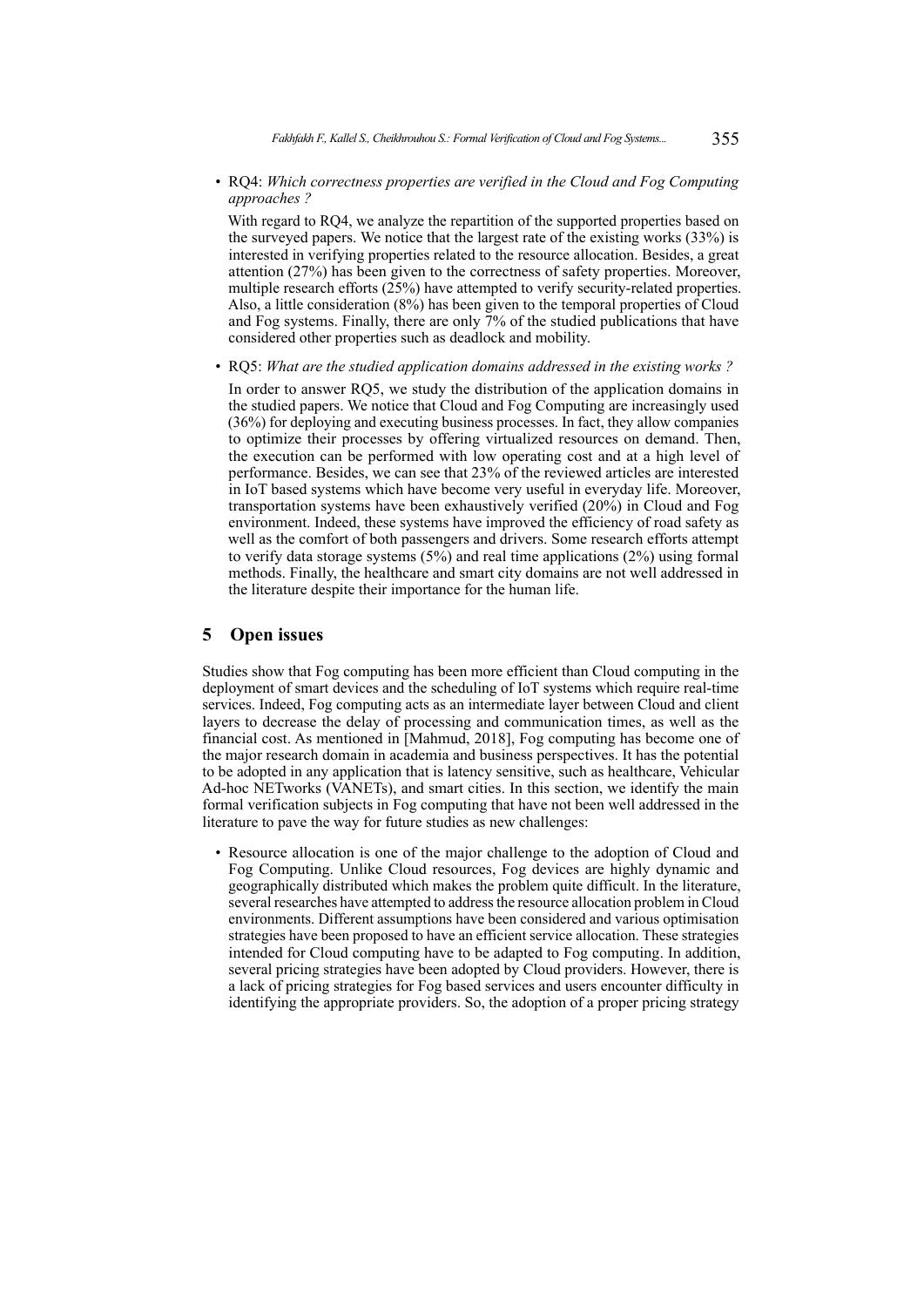- RQ4: *Which correctness properties are verified in the Cloud and Fog Computing approaches ?*

  With regard to RQ4, we analyze the repartition of the supported properties based on the surveyed papers. We notice that the largest rate of the existing works (33%) is interested in verifying properties related to the resource allocation. Besides, a great attention (27%) has been given to the correctness of safety properties. Moreover, multiple research efforts (25%) have attempted to verify security-related properties. Also, a little consideration (8%) has been given to the temporal properties of Cloud and Fog systems. Finally, there are only 7% of the studied publications that have considered other properties such as deadlock and mobility.

- RQ5: *What are the studied application domains addressed in the existing works ?*

  In order to answer RQ5, we study the distribution of the application domains in the studied papers. We notice that Cloud and Fog Computing are increasingly used (36%) for deploying and executing business processes. In fact, they allow companies to optimize their processes by offering virtualized resources on demand. Then, the execution can be performed with low operating cost and at a high level of performance. Besides, we can see that 23% of the reviewed articles are interested in IoT based systems which have become very useful in everyday life. Moreover, transportation systems have been exhaustively verified (20%) in Cloud and Fog environment. Indeed, these systems have improved the efficiency of road safety as well as the comfort of both passengers and drivers. Some research efforts attempt to verify data storage systems (5%) and real time applications (2%) using formal methods. Finally, the healthcare and smart city domains are not well addressed in the literature despite their importance for the human life.

## 5 Open issues

Studies show that Fog computing has been more efficient than Cloud computing in the deployment of smart devices and the scheduling of IoT systems which require real-time services. Indeed, Fog computing acts as an intermediate layer between Cloud and client layers to decrease the delay of processing and communication times, as well as the financial cost. As mentioned in [Mahmud, 2018], Fog computing has become one of the major research domain in academia and business perspectives. It has the potential to be adopted in any application that is latency sensitive, such as healthcare, Vehicular Ad-hoc NETworks (VANETs), and smart cities. In this section, we identify the main formal verification subjects in Fog computing that have not been well addressed in the literature to pave the way for future studies as new challenges:

- Resource allocation is one of the major challenge to the adoption of Cloud and Fog Computing. Unlike Cloud resources, Fog devices are highly dynamic and geographically distributed which makes the problem quite difficult. In the literature, several researches have attempted to address the resource allocation problem in Cloud environments. Different assumptions have been considered and various optimisation strategies have been proposed to have an efficient service allocation. These strategies intended for Cloud computing have to be adapted to Fog computing. In addition, several pricing strategies have been adopted by Cloud providers. However, there is a lack of pricing strategies for Fog based services and users encounter difficulty in identifying the appropriate providers. So, the adoption of a proper pricing strategy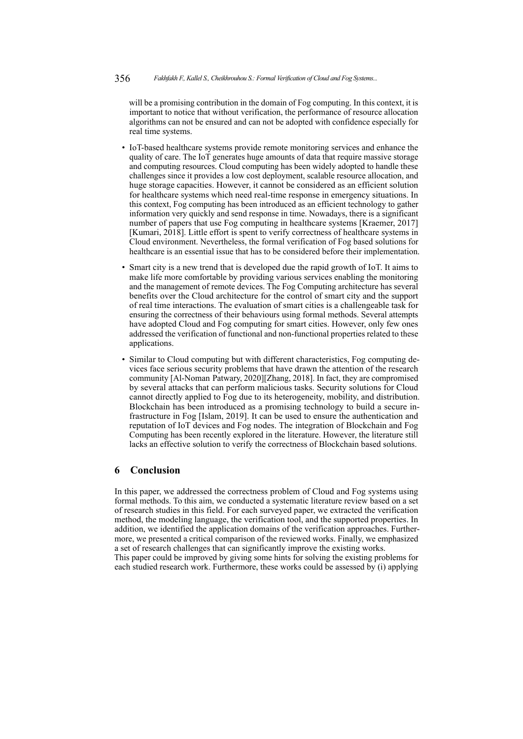will be a promising contribution in the domain of Fog computing. In this context, it is important to notice that without verification, the performance of resource allocation algorithms can not be ensured and can not be adopted with confidence especially for real time systems.

- IoT-based healthcare systems provide remote monitoring services and enhance the quality of care. The IoT generates huge amounts of data that require massive storage and computing resources. Cloud computing has been widely adopted to handle these challenges since it provides a low cost deployment, scalable resource allocation, and huge storage capacities. However, it cannot be considered as an efficient solution for healthcare systems which need real-time response in emergency situations. In this context, Fog computing has been introduced as an efficient technology to gather information very quickly and send response in time. Nowadays, there is a significant number of papers that use Fog computing in healthcare systems [Kraemer, 2017] [Kumari, 2018]. Little effort is spent to verify correctness of healthcare systems in Cloud environment. Nevertheless, the formal verification of Fog based solutions for healthcare is an essential issue that has to be considered before their implementation.
- Smart city is a new trend that is developed due the rapid growth of IoT. It aims to make life more comfortable by providing various services enabling the monitoring and the management of remote devices. The Fog Computing architecture has several benefits over the Cloud architecture for the control of smart city and the support of real time interactions. The evaluation of smart cities is a challengeable task for ensuring the correctness of their behaviours using formal methods. Several attempts have adopted Cloud and Fog computing for smart cities. However, only few ones addressed the verification of functional and non-functional properties related to these applications.
- Similar to Cloud computing but with different characteristics, Fog computing devices face serious security problems that have drawn the attention of the research community [Al-Noman Patwary, 2020][Zhang, 2018]. In fact, they are compromised by several attacks that can perform malicious tasks. Security solutions for Cloud cannot directly applied to Fog due to its heterogeneity, mobility, and distribution. Blockchain has been introduced as a promising technology to build a secure infrastructure in Fog [Islam, 2019]. It can be used to ensure the authentication and reputation of IoT devices and Fog nodes. The integration of Blockchain and Fog Computing has been recently explored in the literature. However, the literature still lacks an effective solution to verify the correctness of Blockchain based solutions.

## 6 Conclusion

In this paper, we addressed the correctness problem of Cloud and Fog systems using formal methods. To this aim, we conducted a systematic literature review based on a set of research studies in this field. For each surveyed paper, we extracted the verification method, the modeling language, the verification tool, and the supported properties. In addition, we identified the application domains of the verification approaches. Furthermore, we presented a critical comparison of the reviewed works. Finally, we emphasized a set of research challenges that can significantly improve the existing works.
This paper could be improved by giving some hints for solving the existing problems for each studied research work. Furthermore, these works could be assessed by (i) applying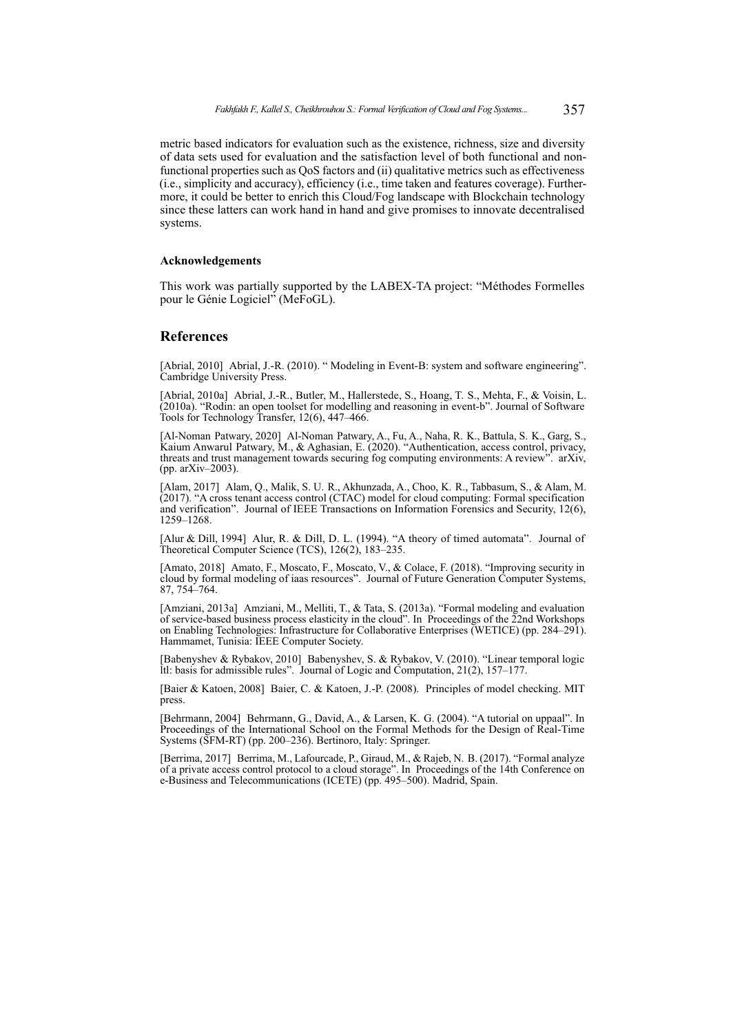metric based indicators for evaluation such as the existence, richness, size and diversity of data sets used for evaluation and the satisfaction level of both functional and non-functional properties such as QoS factors and (ii) qualitative metrics such as effectiveness (i.e., simplicity and accuracy), efficiency (i.e., time taken and features coverage). Furthermore, it could be better to enrich this Cloud/Fog landscape with Blockchain technology since these latters can work hand in hand and give promises to innovate decentralised systems.

### Acknowledgements

This work was partially supported by the LABEX-TA project: "Méthodes Formelles pour le Génie Logiciel" (MeFoGL).

## References

[Abrial, 2010] Abrial, J.-R. (2010). " Modeling in Event-B: system and software engineering". Cambridge University Press.

[Abrial, 2010a] Abrial, J.-R., Butler, M., Hallerstede, S., Hoang, T. S., Mehta, F., & Voisin, L. (2010a). "Rodin: an open toolset for modelling and reasoning in event-b". Journal of Software Tools for Technology Transfer, 12(6), 447–466.

[Al-Noman Patwary, 2020] Al-Noman Patwary, A., Fu, A., Naha, R. K., Battula, S. K., Garg, S., Kaium Anwarul Patwary, M., & Aghasian, E. (2020). "Authentication, access control, privacy, threats and trust management towards securing fog computing environments: A review". arXiv, (pp. arXiv–2003).

[Alam, 2017] Alam, Q., Malik, S. U. R., Akhunzada, A., Choo, K. R., Tabbasum, S., & Alam, M. (2017). "A cross tenant access control (CTAC) model for cloud computing: Formal specification and verification". Journal of IEEE Transactions on Information Forensics and Security, 12(6), 1259–1268.

[Alur & Dill, 1994] Alur, R. & Dill, D. L. (1994). "A theory of timed automata". Journal of Theoretical Computer Science (TCS), 126(2), 183–235.

[Amato, 2018] Amato, F., Moscato, F., Moscato, V., & Colace, F. (2018). "Improving security in cloud by formal modeling of iaas resources". Journal of Future Generation Computer Systems, 87, 754–764.

[Amziani, 2013a] Amziani, M., Melliti, T., & Tata, S. (2013a). "Formal modeling and evaluation of service-based business process elasticity in the cloud". In Proceedings of the 22nd Workshops on Enabling Technologies: Infrastructure for Collaborative Enterprises (WETICE) (pp. 284–291). Hammamet, Tunisia: IEEE Computer Society.

[Babenyshev & Rybakov, 2010] Babenyshev, S. & Rybakov, V. (2010). "Linear temporal logic ltl: basis for admissible rules". Journal of Logic and Computation, 21(2), 157–177.

[Baier & Katoen, 2008] Baier, C. & Katoen, J.-P. (2008). Principles of model checking. MIT press.

[Behrmann, 2004] Behrmann, G., David, A., & Larsen, K. G. (2004). "A tutorial on uppaal". In Proceedings of the International School on the Formal Methods for the Design of Real-Time Systems (SFM-RT) (pp. 200–236). Bertinoro, Italy: Springer.

[Berrima, 2017] Berrima, M., Lafourcade, P., Giraud, M., & Rajeb, N. B. (2017). "Formal analyze of a private access control protocol to a cloud storage". In Proceedings of the 14th Conference on e-Business and Telecommunications (ICETE) (pp. 495–500). Madrid, Spain.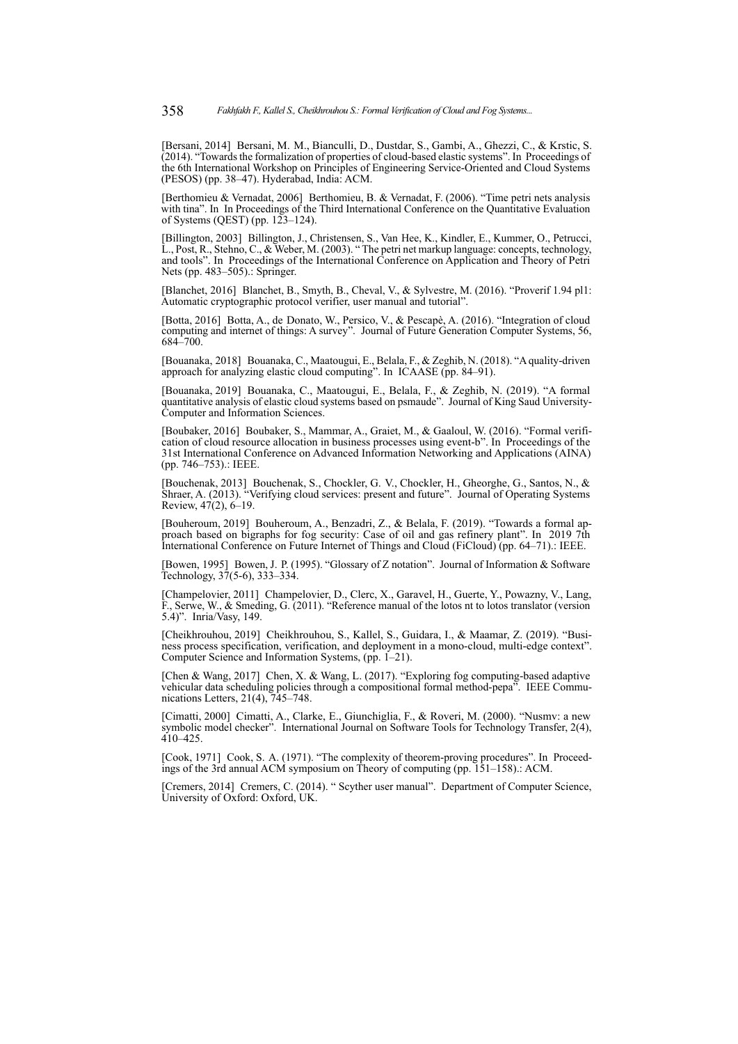[Bersani, 2014] Bersani, M. M., Bianculli, D., Dustdar, S., Gambi, A., Ghezzi, C., & Krstic, S. (2014). "Towards the formalization of properties of cloud-based elastic systems". In Proceedings of the 6th International Workshop on Principles of Engineering Service-Oriented and Cloud Systems (PESOS) (pp. 38–47). Hyderabad, India: ACM.

[Berthomieu & Vernadat, 2006] Berthomieu, B. & Vernadat, F. (2006). "Time petri nets analysis with tina". In In Proceedings of the Third International Conference on the Quantitative Evaluation of Systems (QEST) (pp. 123–124).

[Billington, 2003] Billington, J., Christensen, S., Van Hee, K., Kindler, E., Kummer, O., Petrucci, L., Post, R., Stehno, C., & Weber, M. (2003). " The petri net markup language: concepts, technology, and tools". In Proceedings of the International Conference on Application and Theory of Petri Nets (pp. 483–505).: Springer.

[Blanchet, 2016] Blanchet, B., Smyth, B., Cheval, V., & Sylvestre, M. (2016). "Proverif 1.94 pl1: Automatic cryptographic protocol verifier, user manual and tutorial".

[Botta, 2016] Botta, A., de Donato, W., Persico, V., & Pescapè, A. (2016). "Integration of cloud computing and internet of things: A survey". Journal of Future Generation Computer Systems, 56, 684–700.

[Bouanaka, 2018] Bouanaka, C., Maatougui, E., Belala, F., & Zeghib, N. (2018). "A quality-driven approach for analyzing elastic cloud computing". In ICAASE (pp. 84–91).

[Bouanaka, 2019] Bouanaka, C., Maatougui, E., Belala, F., & Zeghib, N. (2019). "A formal quantitative analysis of elastic cloud systems based on psmaude". Journal of King Saud University-Computer and Information Sciences.

[Boubaker, 2016] Boubaker, S., Mammar, A., Graiet, M., & Gaaloul, W. (2016). "Formal verification of cloud resource allocation in business processes using event-b". In Proceedings of the 31st International Conference on Advanced Information Networking and Applications (AINA) (pp. 746–753).: IEEE.

[Bouchenak, 2013] Bouchenak, S., Chockler, G. V., Chockler, H., Gheorghe, G., Santos, N., & Shraer, A. (2013). "Verifying cloud services: present and future". Journal of Operating Systems Review, 47(2), 6–19.

[Bouheroum, 2019] Bouheroum, A., Benzadri, Z., & Belala, F. (2019). "Towards a formal approach based on bigraphs for fog security: Case of oil and gas refinery plant". In 2019 7th International Conference on Future Internet of Things and Cloud (FiCloud) (pp. 64–71).: IEEE.

[Bowen, 1995] Bowen, J. P. (1995). "Glossary of Z notation". Journal of Information & Software Technology, 37(5-6), 333–334.

[Champelovier, 2011] Champelovier, D., Clerc, X., Garavel, H., Guerte, Y., Powazny, V., Lang, F., Serwe, W., & Smeding, G. (2011). "Reference manual of the lotos nt to lotos translator (version 5.4)". Inria/Vasy, 149.

[Cheikhrouhou, 2019] Cheikhrouhou, S., Kallel, S., Guidara, I., & Maamar, Z. (2019). "Business process specification, verification, and deployment in a mono-cloud, multi-edge context". Computer Science and Information Systems, (pp. 1–21).

[Chen & Wang, 2017] Chen, X. & Wang, L. (2017). "Exploring fog computing-based adaptive vehicular data scheduling policies through a compositional formal method-pepa". IEEE Communications Letters, 21(4), 745–748.

[Cimatti, 2000] Cimatti, A., Clarke, E., Giunchiglia, F., & Roveri, M. (2000). "Nusmv: a new symbolic model checker". International Journal on Software Tools for Technology Transfer, 2(4), 410–425.

[Cook, 1971] Cook, S. A. (1971). "The complexity of theorem-proving procedures". In Proceedings of the 3rd annual ACM symposium on Theory of computing (pp. 151–158).: ACM.

[Cremers, 2014] Cremers, C. (2014). " Scyther user manual". Department of Computer Science, University of Oxford: Oxford, UK.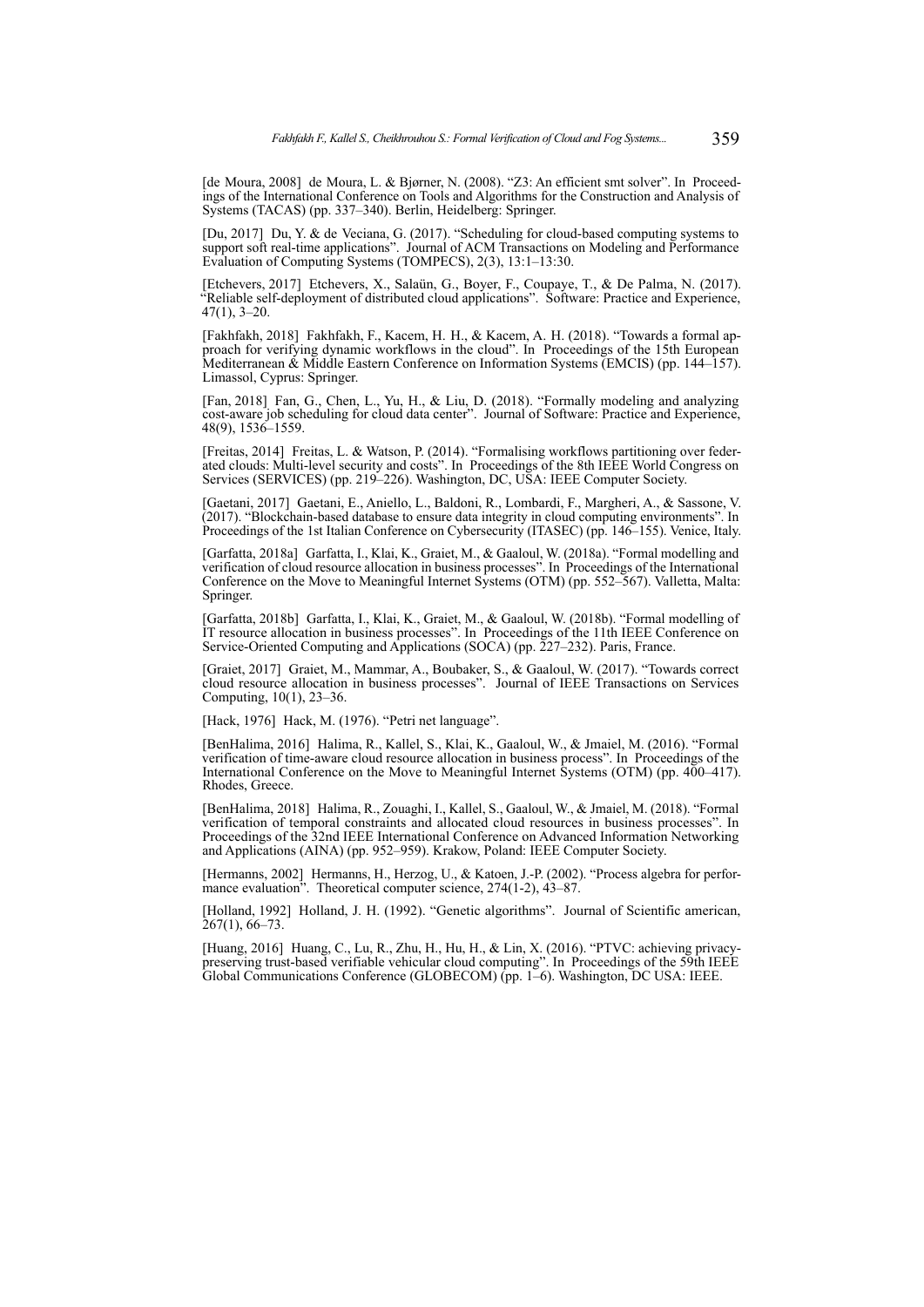[de Moura, 2008] de Moura, L. & Bjørner, N. (2008). "Z3: An efficient smt solver". In Proceedings of the International Conference on Tools and Algorithms for the Construction and Analysis of Systems (TACAS) (pp. 337–340). Berlin, Heidelberg: Springer.

[Du, 2017] Du, Y. & de Veciana, G. (2017). "Scheduling for cloud-based computing systems to support soft real-time applications". Journal of ACM Transactions on Modeling and Performance Evaluation of Computing Systems (TOMPECS), 2(3), 13:1–13:30.

[Etchevers, 2017] Etchevers, X., Salaün, G., Boyer, F., Coupaye, T., & De Palma, N. (2017). "Reliable self-deployment of distributed cloud applications". Software: Practice and Experience, 47(1), 3–20.

[Fakhfakh, 2018] Fakhfakh, F., Kacem, H. H., & Kacem, A. H. (2018). "Towards a formal approach for verifying dynamic workflows in the cloud". In Proceedings of the 15th European Mediterranean & Middle Eastern Conference on Information Systems (EMCIS) (pp. 144–157). Limassol, Cyprus: Springer.

[Fan, 2018] Fan, G., Chen, L., Yu, H., & Liu, D. (2018). "Formally modeling and analyzing cost-aware job scheduling for cloud data center". Journal of Software: Practice and Experience, 48(9), 1536–1559.

[Freitas, 2014] Freitas, L. & Watson, P. (2014). "Formalising workflows partitioning over federated clouds: Multi-level security and costs". In Proceedings of the 8th IEEE World Congress on Services (SERVICES) (pp. 219–226). Washington, DC, USA: IEEE Computer Society.

[Gaetani, 2017] Gaetani, E., Aniello, L., Baldoni, R., Lombardi, F., Margheri, A., & Sassone, V. (2017). "Blockchain-based database to ensure data integrity in cloud computing environments". In Proceedings of the 1st Italian Conference on Cybersecurity (ITASEC) (pp. 146–155). Venice, Italy.

[Garfatta, 2018a] Garfatta, I., Klai, K., Graiet, M., & Gaaloul, W. (2018a). "Formal modelling and verification of cloud resource allocation in business processes". In Proceedings of the International Conference on the Move to Meaningful Internet Systems (OTM) (pp. 552–567). Valletta, Malta: Springer.

[Garfatta, 2018b] Garfatta, I., Klai, K., Graiet, M., & Gaaloul, W. (2018b). "Formal modelling of IT resource allocation in business processes". In Proceedings of the 11th IEEE Conference on Service-Oriented Computing and Applications (SOCA) (pp. 227–232). Paris, France.

[Graiet, 2017] Graiet, M., Mammar, A., Boubaker, S., & Gaaloul, W. (2017). "Towards correct cloud resource allocation in business processes". Journal of IEEE Transactions on Services Computing, 10(1), 23–36.

[Hack, 1976] Hack, M. (1976). "Petri net language".

[BenHalima, 2016] Halima, R., Kallel, S., Klai, K., Gaaloul, W., & Jmaiel, M. (2016). "Formal verification of time-aware cloud resource allocation in business process". In Proceedings of the International Conference on the Move to Meaningful Internet Systems (OTM) (pp. 400–417). Rhodes, Greece.

[BenHalima, 2018] Halima, R., Zouaghi, I., Kallel, S., Gaaloul, W., & Jmaiel, M. (2018). "Formal verification of temporal constraints and allocated cloud resources in business processes". In Proceedings of the 32nd IEEE International Conference on Advanced Information Networking and Applications (AINA) (pp. 952–959). Krakow, Poland: IEEE Computer Society.

[Hermanns, 2002] Hermanns, H., Herzog, U., & Katoen, J.-P. (2002). "Process algebra for performance evaluation". Theoretical computer science, 274(1-2), 43–87.

[Holland, 1992] Holland, J. H. (1992). "Genetic algorithms". Journal of Scientific american, 267(1), 66–73.

[Huang, 2016] Huang, C., Lu, R., Zhu, H., Hu, H., & Lin, X. (2016). "PTVC: achieving privacy-preserving trust-based verifiable vehicular cloud computing". In Proceedings of the 59th IEEE Global Communications Conference (GLOBECOM) (pp. 1–6). Washington, DC USA: IEEE.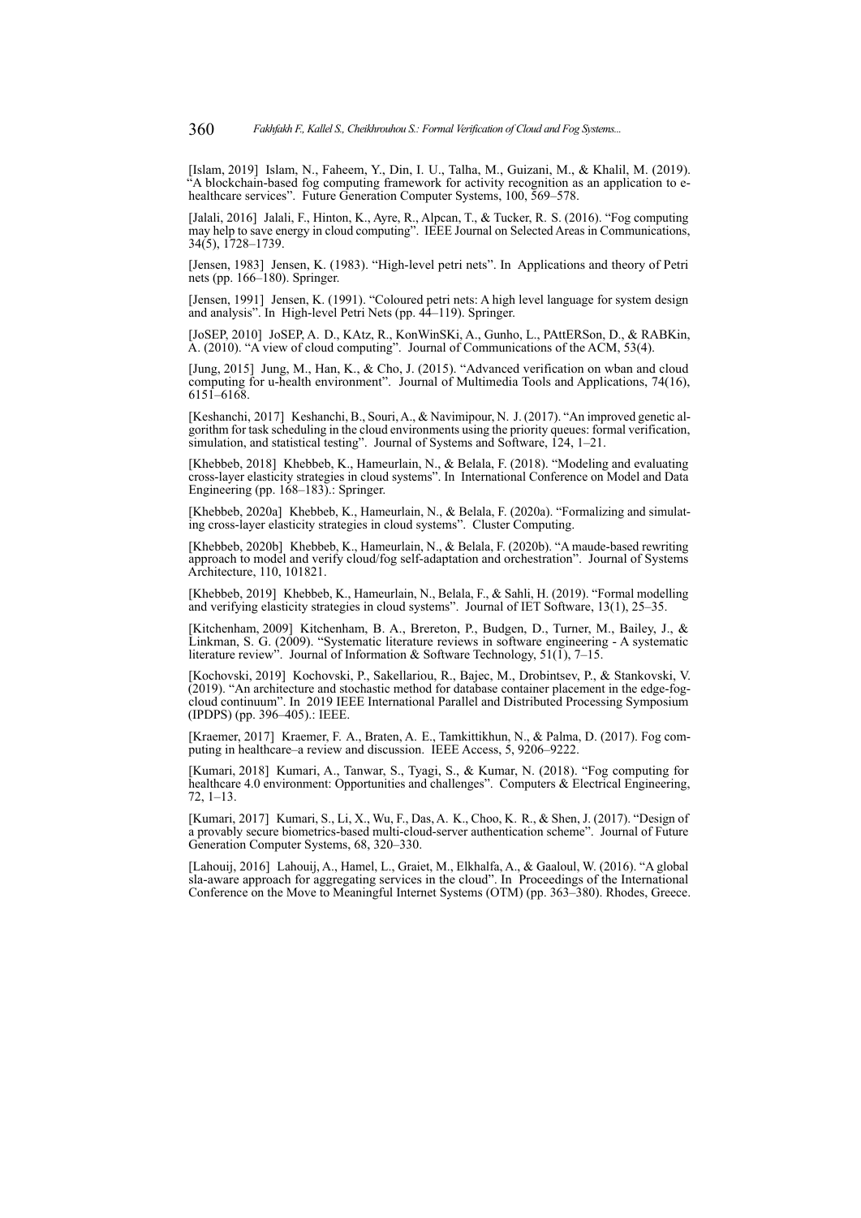[Islam, 2019] Islam, N., Faheem, Y., Din, I. U., Talha, M., Guizani, M., & Khalil, M. (2019). "A blockchain-based fog computing framework for activity recognition as an application to e-healthcare services". Future Generation Computer Systems, 100, 569–578.

[Jalali, 2016] Jalali, F., Hinton, K., Ayre, R., Alpcan, T., & Tucker, R. S. (2016). "Fog computing may help to save energy in cloud computing". IEEE Journal on Selected Areas in Communications, 34(5), 1728–1739.

[Jensen, 1983] Jensen, K. (1983). "High-level petri nets". In Applications and theory of Petri nets (pp. 166–180). Springer.

[Jensen, 1991] Jensen, K. (1991). "Coloured petri nets: A high level language for system design and analysis". In High-level Petri Nets (pp. 44–119). Springer.

[JoSEP, 2010] JoSEP, A. D., KAtz, R., KonWinSKi, A., Gunho, L., PAttERSon, D., & RABKin, A. (2010). "A view of cloud computing". Journal of Communications of the ACM, 53(4).

[Jung, 2015] Jung, M., Han, K., & Cho, J. (2015). "Advanced verification on wban and cloud computing for u-health environment". Journal of Multimedia Tools and Applications, 74(16), 6151–6168.

[Keshanchi, 2017] Keshanchi, B., Souri, A., & Navimipour, N. J. (2017). "An improved genetic algorithm for task scheduling in the cloud environments using the priority queues: formal verification, simulation, and statistical testing". Journal of Systems and Software, 124, 1–21.

[Khebbeb, 2018] Khebbeb, K., Hameurlain, N., & Belala, F. (2018). "Modeling and evaluating cross-layer elasticity strategies in cloud systems". In International Conference on Model and Data Engineering (pp. 168–183).: Springer.

[Khebbeb, 2020a] Khebbeb, K., Hameurlain, N., & Belala, F. (2020a). "Formalizing and simulating cross-layer elasticity strategies in cloud systems". Cluster Computing.

[Khebbeb, 2020b] Khebbeb, K., Hameurlain, N., & Belala, F. (2020b). "A maude-based rewriting approach to model and verify cloud/fog self-adaptation and orchestration". Journal of Systems Architecture, 110, 101821.

[Khebbeb, 2019] Khebbeb, K., Hameurlain, N., Belala, F., & Sahli, H. (2019). "Formal modelling and verifying elasticity strategies in cloud systems". Journal of IET Software, 13(1), 25–35.

[Kitchenham, 2009] Kitchenham, B. A., Brereton, P., Budgen, D., Turner, M., Bailey, J., & Linkman, S. G. (2009). "Systematic literature reviews in software engineering - A systematic literature review". Journal of Information & Software Technology, 51(1), 7–15.

[Kochovski, 2019] Kochovski, P., Sakellariou, R., Bajec, M., Drobintsev, P., & Stankovski, V. (2019). "An architecture and stochastic method for database container placement in the edge-fog-cloud continuum". In 2019 IEEE International Parallel and Distributed Processing Symposium (IPDPS) (pp. 396–405).: IEEE.

[Kraemer, 2017] Kraemer, F. A., Braten, A. E., Tamkittikhun, N., & Palma, D. (2017). Fog computing in healthcare–a review and discussion. IEEE Access, 5, 9206–9222.

[Kumari, 2018] Kumari, A., Tanwar, S., Tyagi, S., & Kumar, N. (2018). "Fog computing for healthcare 4.0 environment: Opportunities and challenges". Computers & Electrical Engineering, 72, 1–13.

[Kumari, 2017] Kumari, S., Li, X., Wu, F., Das, A. K., Choo, K. R., & Shen, J. (2017). "Design of a provably secure biometrics-based multi-cloud-server authentication scheme". Journal of Future Generation Computer Systems, 68, 320–330.

[Lahouij, 2016] Lahouij, A., Hamel, L., Graiet, M., Elkhalfa, A., & Gaaloul, W. (2016). "A global sla-aware approach for aggregating services in the cloud". In Proceedings of the International Conference on the Move to Meaningful Internet Systems (OTM) (pp. 363–380). Rhodes, Greece.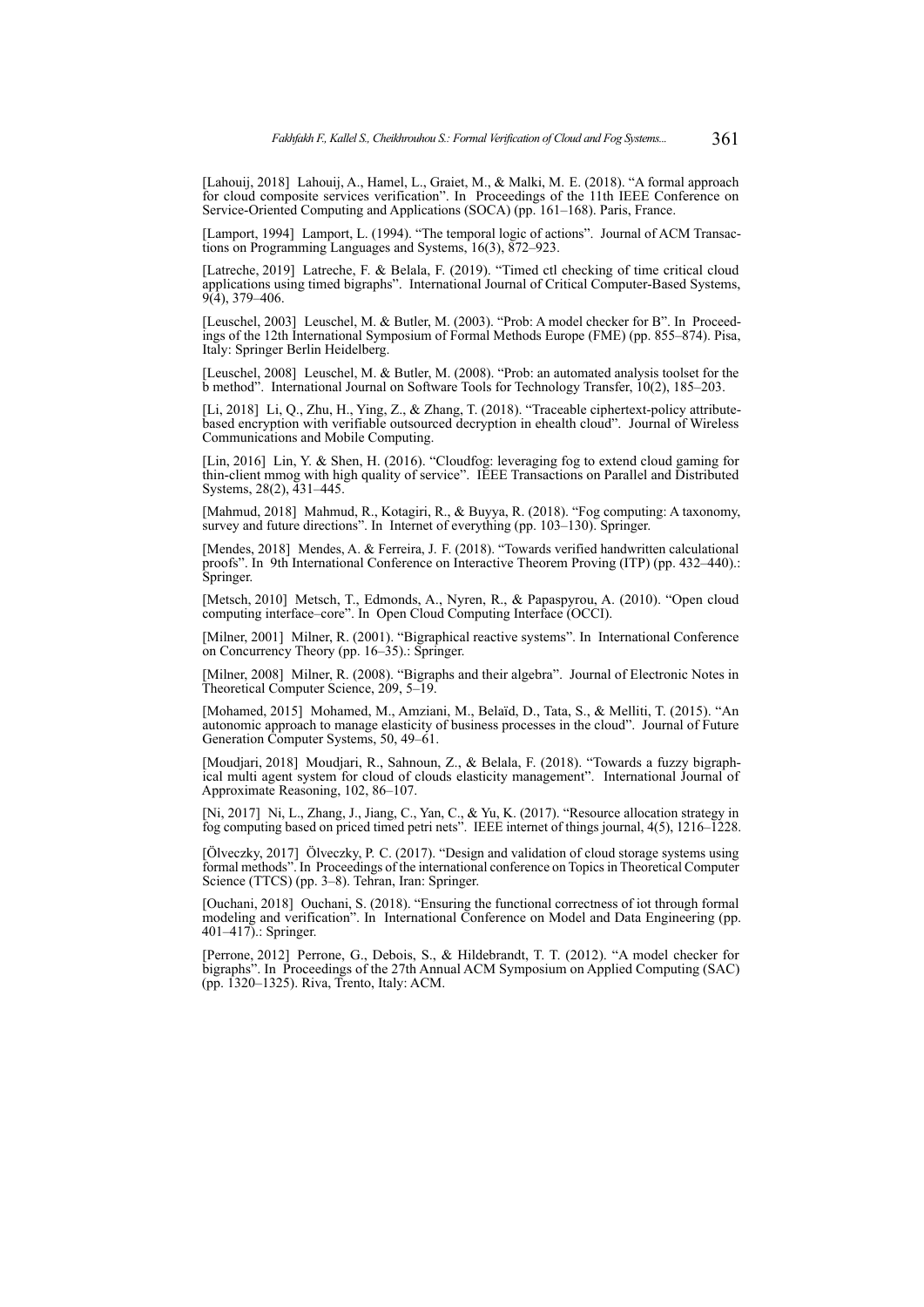[Lahouij, 2018] Lahouij, A., Hamel, L., Graiet, M., & Malki, M. E. (2018). "A formal approach for cloud composite services verification". In Proceedings of the 11th IEEE Conference on Service-Oriented Computing and Applications (SOCA) (pp. 161–168). Paris, France.

[Lamport, 1994] Lamport, L. (1994). "The temporal logic of actions". Journal of ACM Transactions on Programming Languages and Systems, 16(3), 872–923.

[Latreche, 2019] Latreche, F. & Belala, F. (2019). "Timed ctl checking of time critical cloud applications using timed bigraphs". International Journal of Critical Computer-Based Systems, 9(4), 379–406.

[Leuschel, 2003] Leuschel, M. & Butler, M. (2003). "Prob: A model checker for B". In Proceedings of the 12th International Symposium of Formal Methods Europe (FME) (pp. 855–874). Pisa, Italy: Springer Berlin Heidelberg.

[Leuschel, 2008] Leuschel, M. & Butler, M. (2008). "Prob: an automated analysis toolset for the b method". International Journal on Software Tools for Technology Transfer, 10(2), 185–203.

[Li, 2018] Li, Q., Zhu, H., Ying, Z., & Zhang, T. (2018). "Traceable ciphertext-policy attribute-based encryption with verifiable outsourced decryption in ehealth cloud". Journal of Wireless Communications and Mobile Computing.

[Lin, 2016] Lin, Y. & Shen, H. (2016). "Cloudfog: leveraging fog to extend cloud gaming for thin-client mmog with high quality of service". IEEE Transactions on Parallel and Distributed Systems, 28(2), 431–445.

[Mahmud, 2018] Mahmud, R., Kotagiri, R., & Buyya, R. (2018). "Fog computing: A taxonomy, survey and future directions". In Internet of everything (pp. 103–130). Springer.

[Mendes, 2018] Mendes, A. & Ferreira, J. F. (2018). "Towards verified handwritten calculational proofs". In 9th International Conference on Interactive Theorem Proving (ITP) (pp. 432–440).: Springer.

[Metsch, 2010] Metsch, T., Edmonds, A., Nyren, R., & Papaspyrou, A. (2010). "Open cloud computing interface–core". In Open Cloud Computing Interface (OCCI).

[Milner, 2001] Milner, R. (2001). "Bigraphical reactive systems". In International Conference on Concurrency Theory (pp. 16–35).: Springer.

[Milner, 2008] Milner, R. (2008). "Bigraphs and their algebra". Journal of Electronic Notes in Theoretical Computer Science, 209, 5–19.

[Mohamed, 2015] Mohamed, M., Amziani, M., Belaïd, D., Tata, S., & Melliti, T. (2015). "An autonomic approach to manage elasticity of business processes in the cloud". Journal of Future Generation Computer Systems, 50, 49–61.

[Moudjari, 2018] Moudjari, R., Sahnoun, Z., & Belala, F. (2018). "Towards a fuzzy bigraphical multi agent system for cloud of clouds elasticity management". International Journal of Approximate Reasoning, 102, 86–107.

[Ni, 2017] Ni, L., Zhang, J., Jiang, C., Yan, C., & Yu, K. (2017). "Resource allocation strategy in fog computing based on priced timed petri nets". IEEE internet of things journal, 4(5), 1216–1228.

[Ölveczky, 2017] Ölveczky, P. C. (2017). "Design and validation of cloud storage systems using formal methods". In Proceedings of the international conference on Topics in Theoretical Computer Science (TTCS) (pp. 3–8). Tehran, Iran: Springer.

[Ouchani, 2018] Ouchani, S. (2018). "Ensuring the functional correctness of iot through formal modeling and verification". In International Conference on Model and Data Engineering (pp. 401–417).: Springer.

[Perrone, 2012] Perrone, G., Debois, S., & Hildebrandt, T. T. (2012). "A model checker for bigraphs". In Proceedings of the 27th Annual ACM Symposium on Applied Computing (SAC) (pp. 1320–1325). Riva, Trento, Italy: ACM.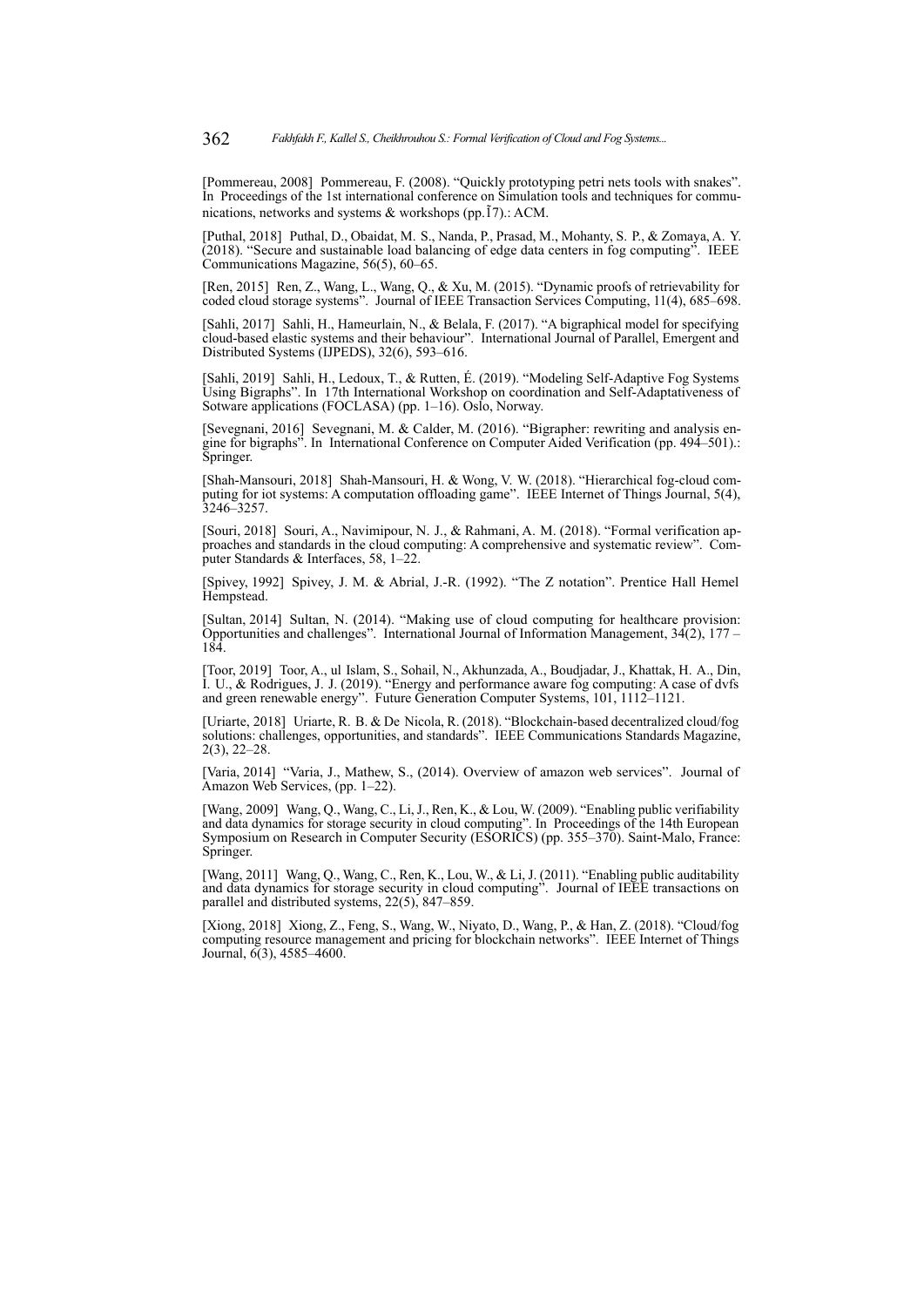[Pommereau, 2008] Pommereau, F. (2008). "Quickly prototyping petri nets tools with snakes". In Proceedings of the 1st international conference on Simulation tools and techniques for communications, networks and systems & workshops (pp.1̃7).: ACM.

[Puthal, 2018] Puthal, D., Obaidat, M. S., Nanda, P., Prasad, M., Mohanty, S. P., & Zomaya, A. Y. (2018). "Secure and sustainable load balancing of edge data centers in fog computing". IEEE Communications Magazine, 56(5), 60–65.

[Ren, 2015] Ren, Z., Wang, L., Wang, Q., & Xu, M. (2015). "Dynamic proofs of retrievability for coded cloud storage systems". Journal of IEEE Transaction Services Computing, 11(4), 685–698.

[Sahli, 2017] Sahli, H., Hameurlain, N., & Belala, F. (2017). "A bigraphical model for specifying cloud-based elastic systems and their behaviour". International Journal of Parallel, Emergent and Distributed Systems (IJPEDS), 32(6), 593–616.

[Sahli, 2019] Sahli, H., Ledoux, T., & Rutten, É. (2019). "Modeling Self-Adaptive Fog Systems Using Bigraphs". In 17th International Workshop on coordination and Self-Adaptativeness of Sotware applications (FOCLASA) (pp. 1–16). Oslo, Norway.

[Sevegnani, 2016] Sevegnani, M. & Calder, M. (2016). "Bigrapher: rewriting and analysis engine for bigraphs". In International Conference on Computer Aided Verification (pp. 494–501).: Springer.

[Shah-Mansouri, 2018] Shah-Mansouri, H. & Wong, V. W. (2018). "Hierarchical fog-cloud computing for iot systems: A computation offloading game". IEEE Internet of Things Journal, 5(4), 3246–3257.

[Souri, 2018] Souri, A., Navimipour, N. J., & Rahmani, A. M. (2018). "Formal verification approaches and standards in the cloud computing: A comprehensive and systematic review". Computer Standards & Interfaces, 58, 1–22.

[Spivey, 1992] Spivey, J. M. & Abrial, J.-R. (1992). "The Z notation". Prentice Hall Hemel Hempstead.

[Sultan, 2014] Sultan, N. (2014). "Making use of cloud computing for healthcare provision: Opportunities and challenges". International Journal of Information Management, 34(2), 177 – 184.

[Toor, 2019] Toor, A., ul Islam, S., Sohail, N., Akhunzada, A., Boudjadar, J., Khattak, H. A., Din, I. U., & Rodrigues, J. J. (2019). "Energy and performance aware fog computing: A case of dvfs and green renewable energy". Future Generation Computer Systems, 101, 1112–1121.

[Uriarte, 2018] Uriarte, R. B. & De Nicola, R. (2018). "Blockchain-based decentralized cloud/fog solutions: challenges, opportunities, and standards". IEEE Communications Standards Magazine, 2(3), 22–28.

[Varia, 2014] "Varia, J., Mathew, S., (2014). Overview of amazon web services". Journal of Amazon Web Services, (pp. 1–22).

[Wang, 2009] Wang, Q., Wang, C., Li, J., Ren, K., & Lou, W. (2009). "Enabling public verifiability and data dynamics for storage security in cloud computing". In Proceedings of the 14th European Symposium on Research in Computer Security (ESORICS) (pp. 355–370). Saint-Malo, France: Springer.

[Wang, 2011] Wang, Q., Wang, C., Ren, K., Lou, W., & Li, J. (2011). "Enabling public auditability and data dynamics for storage security in cloud computing". Journal of IEEE transactions on parallel and distributed systems, 22(5), 847–859.

[Xiong, 2018] Xiong, Z., Feng, S., Wang, W., Niyato, D., Wang, P., & Han, Z. (2018). "Cloud/fog computing resource management and pricing for blockchain networks". IEEE Internet of Things Journal, 6(3), 4585–4600.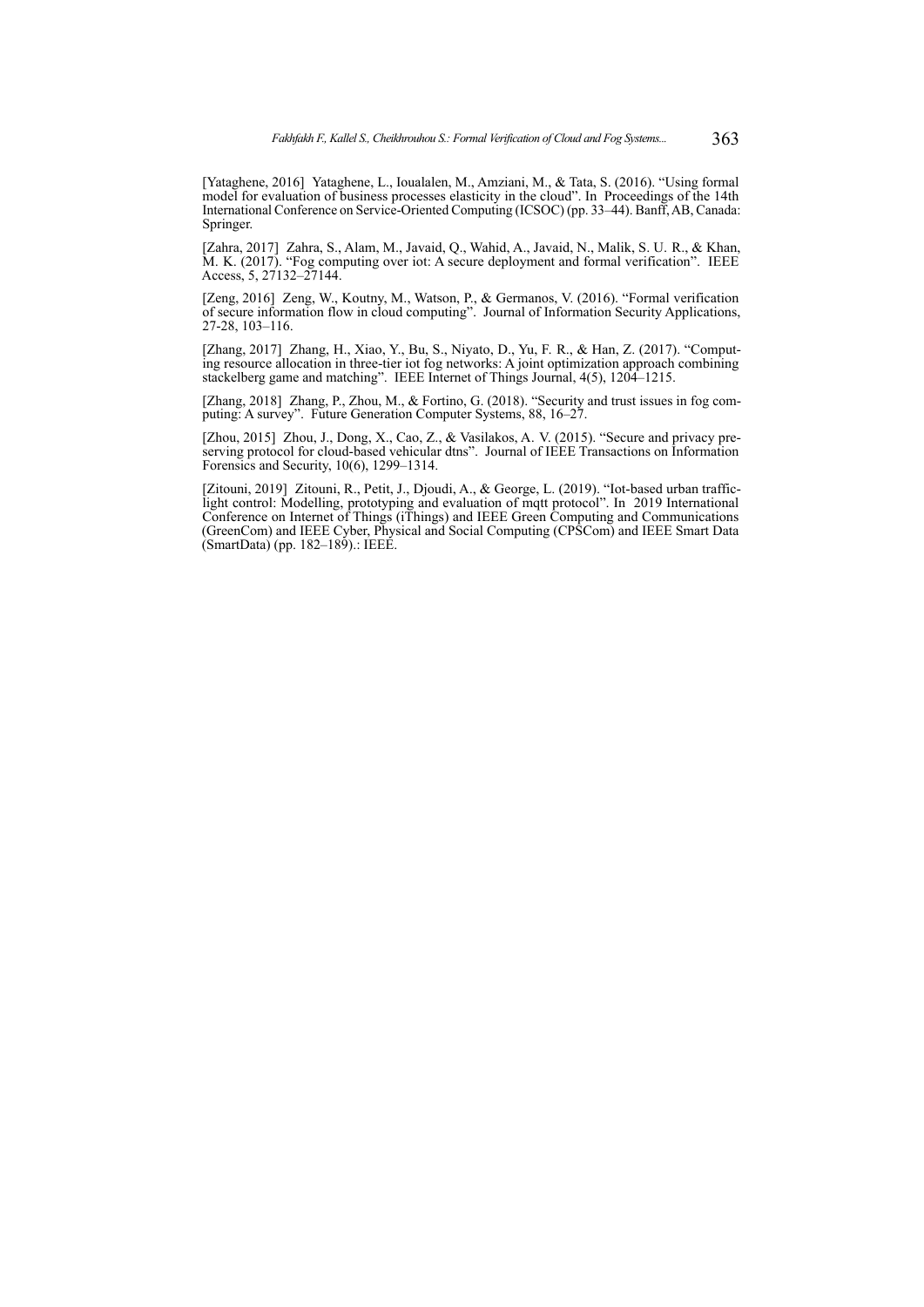[Yataghene, 2016] Yataghene, L., Ioualalen, M., Amziani, M., & Tata, S. (2016). "Using formal model for evaluation of business processes elasticity in the cloud". In Proceedings of the 14th International Conference on Service-Oriented Computing (ICSOC) (pp. 33–44). Banff, AB, Canada: Springer.

[Zahra, 2017] Zahra, S., Alam, M., Javaid, Q., Wahid, A., Javaid, N., Malik, S. U. R., & Khan, M. K. (2017). "Fog computing over iot: A secure deployment and formal verification". IEEE Access, 5, 27132–27144.

[Zeng, 2016] Zeng, W., Koutny, M., Watson, P., & Germanos, V. (2016). "Formal verification of secure information flow in cloud computing". Journal of Information Security Applications, 27-28, 103–116.

[Zhang, 2017] Zhang, H., Xiao, Y., Bu, S., Niyato, D., Yu, F. R., & Han, Z. (2017). "Computing resource allocation in three-tier iot fog networks: A joint optimization approach combining stackelberg game and matching". IEEE Internet of Things Journal, 4(5), 1204–1215.

[Zhang, 2018] Zhang, P., Zhou, M., & Fortino, G. (2018). "Security and trust issues in fog computing: A survey". Future Generation Computer Systems, 88, 16–27.

[Zhou, 2015] Zhou, J., Dong, X., Cao, Z., & Vasilakos, A. V. (2015). "Secure and privacy preserving protocol for cloud-based vehicular dtns". Journal of IEEE Transactions on Information Forensics and Security, 10(6), 1299–1314.

[Zitouni, 2019] Zitouni, R., Petit, J., Djoudi, A., & George, L. (2019). "Iot-based urban traffic-light control: Modelling, prototyping and evaluation of mqtt protocol". In 2019 International Conference on Internet of Things (iThings) and IEEE Green Computing and Communications (GreenCom) and IEEE Cyber, Physical and Social Computing (CPSCom) and IEEE Smart Data (SmartData) (pp. 182–189).: IEEE.